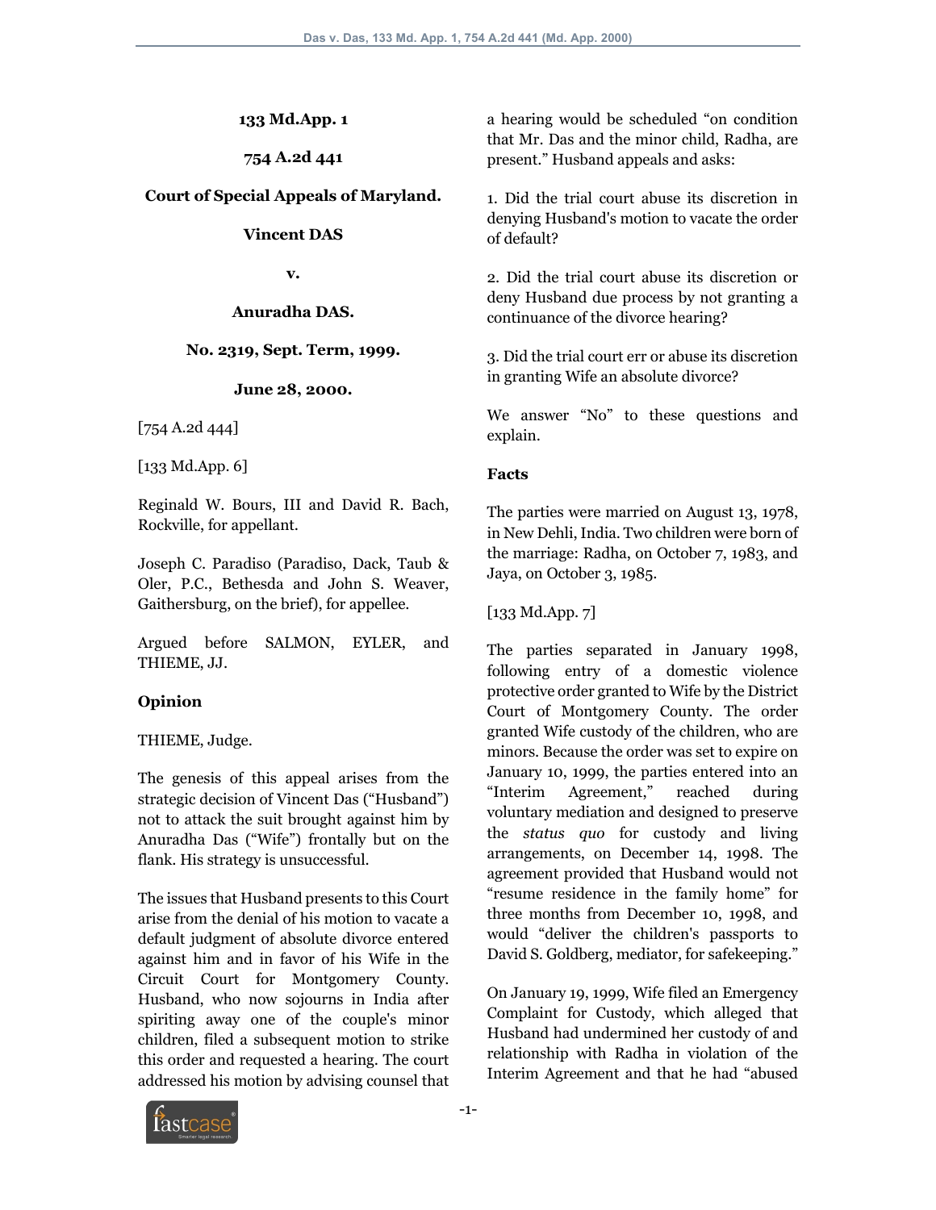**133 Md.App. 1**

**754 A.2d 441**

**Court of Special Appeals of Maryland.**

**Vincent DAS**

**v.**

**Anuradha DAS.**

**No. 2319, Sept. Term, 1999.**

**June 28, 2000.**

[754 A.2d 444]

[133 Md.App. 6]

Reginald W. Bours, III and David R. Bach, Rockville, for appellant.

Joseph C. Paradiso (Paradiso, Dack, Taub & Oler, P.C., Bethesda and John S. Weaver, Gaithersburg, on the brief), for appellee.

Argued before SALMON, EYLER, and THIEME, JJ.

**Opinion**

THIEME, Judge.

The genesis of this appeal arises from the strategic decision of Vincent Das ("Husband") not to attack the suit brought against him by Anuradha Das ("Wife") frontally but on the flank. His strategy is unsuccessful.

The issues that Husband presents to this Court arise from the denial of his motion to vacate a default judgment of absolute divorce entered against him and in favor of his Wife in the Circuit Court for Montgomery County. Husband, who now sojourns in India after spiriting away one of the couple's minor children, filed a subsequent motion to strike this order and requested a hearing. The court addressed his motion by advising counsel that a hearing would be scheduled "on condition that Mr. Das and the minor child, Radha, are present." Husband appeals and asks:

1. Did the trial court abuse its discretion in denying Husband's motion to vacate the order of default?

2. Did the trial court abuse its discretion or deny Husband due process by not granting a continuance of the divorce hearing?

3. Did the trial court err or abuse its discretion in granting Wife an absolute divorce?

We answer "No" to these questions and explain.

**Facts**

The parties were married on August 13, 1978, in New Dehli, India. Two children were born of the marriage: Radha, on October 7, 1983, and Jaya, on October 3, 1985.

[133 Md.App. 7]

The parties separated in January 1998, following entry of a domestic violence protective order granted to Wife by the District Court of Montgomery County. The order granted Wife custody of the children, who are minors. Because the order was set to expire on January 10, 1999, the parties entered into an "Interim Agreement," reached during voluntary mediation and designed to preserve the *status quo* for custody and living arrangements, on December 14, 1998. The agreement provided that Husband would not "resume residence in the family home" for three months from December 10, 1998, and would "deliver the children's passports to David S. Goldberg, mediator, for safekeeping."

On January 19, 1999, Wife filed an Emergency Complaint for Custody, which alleged that Husband had undermined her custody of and relationship with Radha in violation of the Interim Agreement and that he had "abused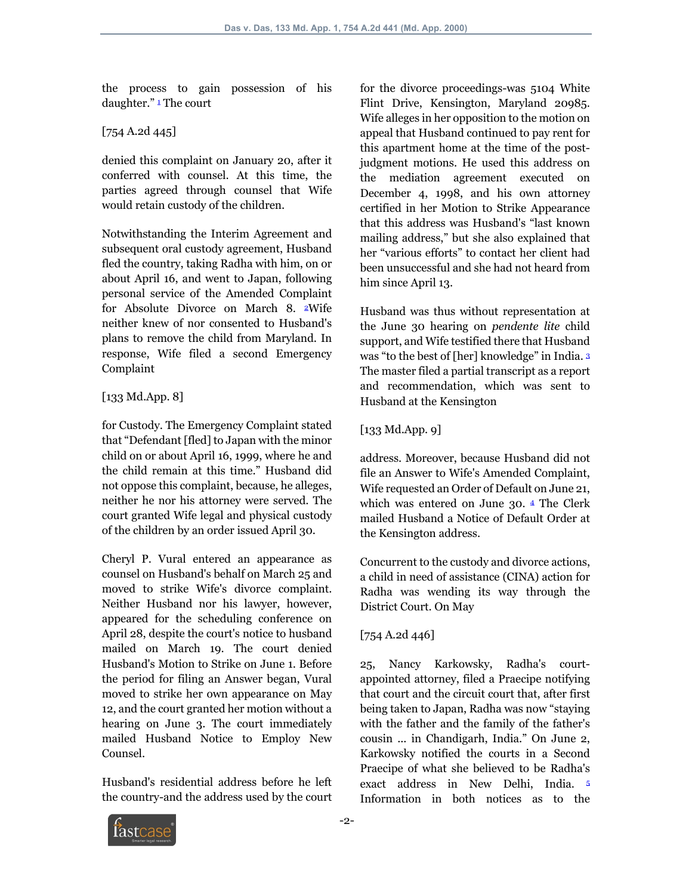the process to gain possession of his daughter." [1] The court

[754 A.2d 445]

denied this complaint on January 20, after it conferred with counsel. At this time, the parties agreed through counsel that Wife would retain custody of the children.

Notwithstanding the Interim Agreement and subsequent oral custody agreement, Husband fled the country, taking Radha with him, on or about April 16, and went to Japan, following personal service of the Amended Complaint for Absolute Divorce on March 8. [2]Wife neither knew of nor consented to Husband's plans to remove the child from Maryland. In response, Wife filed a second Emergency Complaint

[133 Md.App. 8]

for Custody. The Emergency Complaint stated that "Defendant [fled] to Japan with the minor child on or about April 16, 1999, where he and the child remain at this time." Husband did not oppose this complaint, because, he alleges, neither he nor his attorney were served. The court granted Wife legal and physical custody of the children by an order issued April 30.

Cheryl P. Vural entered an appearance as counsel on Husband's behalf on March 25 and moved to strike Wife's divorce complaint. Neither Husband nor his lawyer, however, appeared for the scheduling conference on April 28, despite the court's notice to husband mailed on March 19. The court denied Husband's Motion to Strike on June 1. Before the period for filing an Answer began, Vural moved to strike her own appearance on May 12, and the court granted her motion without a hearing on June 3. The court immediately mailed Husband Notice to Employ New Counsel.

Husband's residential address before he left the country-and the address used by the court for the divorce proceedings-was 5104 White Flint Drive, Kensington, Maryland 20985. Wife alleges in her opposition to the motion on appeal that Husband continued to pay rent for this apartment home at the time of the post-judgment motions. He used this address on the mediation agreement executed on December 4, 1998, and his own attorney certified in her Motion to Strike Appearance that this address was Husband's "last known mailing address," but she also explained that her "various efforts" to contact her client had been unsuccessful and she had not heard from him since April 13.

Husband was thus without representation at the June 30 hearing on *pendente lite* child support, and Wife testified there that Husband was "to the best of [her] knowledge" in India. [3] The master filed a partial transcript as a report and recommendation, which was sent to Husband at the Kensington

[133 Md.App. 9]

address. Moreover, because Husband did not file an Answer to Wife's Amended Complaint, Wife requested an Order of Default on June 21, which was entered on June 30. [4] The Clerk mailed Husband a Notice of Default Order at the Kensington address.

Concurrent to the custody and divorce actions, a child in need of assistance (CINA) action for Radha was wending its way through the District Court. On May

[754 A.2d 446]

25, Nancy Karkowsky, Radha's court-appointed attorney, filed a Praecipe notifying that court and the circuit court that, after first being taken to Japan, Radha was now "staying with the father and the family of the father's cousin ... in Chandigarh, India." On June 2, Karkowsky notified the courts in a Second Praecipe of what she believed to be Radha's exact address in New Delhi, India. [5] Information in both notices as to the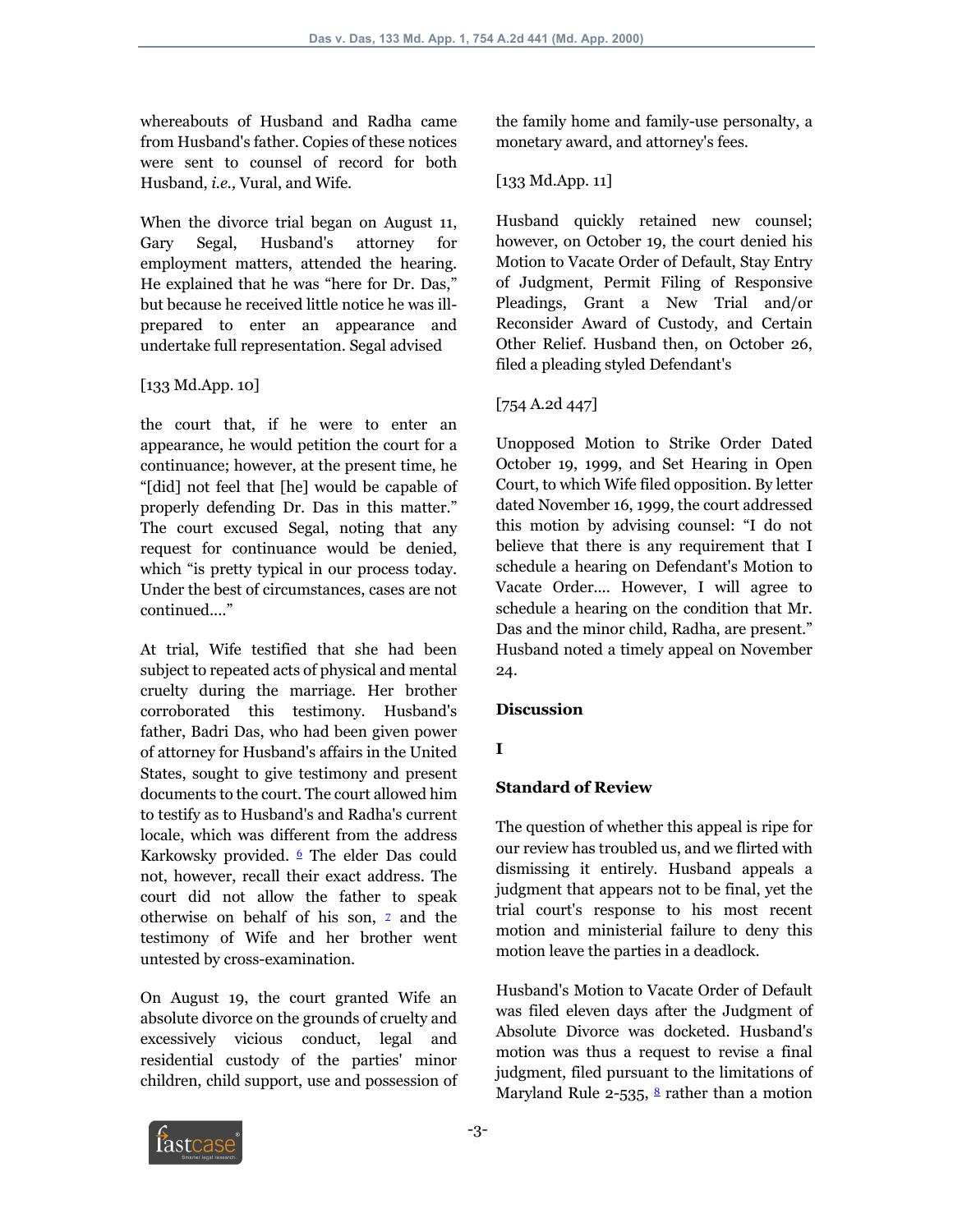whereabouts of Husband and Radha came from Husband's father. Copies of these notices were sent to counsel of record for both Husband, *i.e.,* Vural, and Wife.

When the divorce trial began on August 11, Gary Segal, Husband's attorney for employment matters, attended the hearing. He explained that he was "here for Dr. Das," but because he received little notice he was ill-prepared to enter an appearance and undertake full representation. Segal advised

[133 Md.App. 10]

the court that, if he were to enter an appearance, he would petition the court for a continuance; however, at the present time, he "[did] not feel that [he] would be capable of properly defending Dr. Das in this matter." The court excused Segal, noting that any request for continuance would be denied, which "is pretty typical in our process today. Under the best of circumstances, cases are not continued...."

At trial, Wife testified that she had been subject to repeated acts of physical and mental cruelty during the marriage. Her brother corroborated this testimony. Husband's father, Badri Das, who had been given power of attorney for Husband's affairs in the United States, sought to give testimony and present documents to the court. The court allowed him to testify as to Husband's and Radha's current locale, which was different from the address Karkowsky provided. [6] The elder Das could not, however, recall their exact address. The court did not allow the father to speak otherwise on behalf of his son, [7] and the testimony of Wife and her brother went untested by cross-examination.

On August 19, the court granted Wife an absolute divorce on the grounds of cruelty and excessively vicious conduct, legal and residential custody of the parties' minor children, child support, use and possession of the family home and family-use personalty, a monetary award, and attorney's fees.

[133 Md.App. 11]

Husband quickly retained new counsel; however, on October 19, the court denied his Motion to Vacate Order of Default, Stay Entry of Judgment, Permit Filing of Responsive Pleadings, Grant a New Trial and/or Reconsider Award of Custody, and Certain Other Relief. Husband then, on October 26, filed a pleading styled Defendant's

[754 A.2d 447]

Unopposed Motion to Strike Order Dated October 19, 1999, and Set Hearing in Open Court, to which Wife filed opposition. By letter dated November 16, 1999, the court addressed this motion by advising counsel: "I do not believe that there is any requirement that I schedule a hearing on Defendant's Motion to Vacate Order.... However, I will agree to schedule a hearing on the condition that Mr. Das and the minor child, Radha, are present." Husband noted a timely appeal on November 24.

## Discussion

### I

### Standard of Review

The question of whether this appeal is ripe for our review has troubled us, and we flirted with dismissing it entirely. Husband appeals a judgment that appears not to be final, yet the trial court's response to his most recent motion and ministerial failure to deny this motion leave the parties in a deadlock.

Husband's Motion to Vacate Order of Default was filed eleven days after the Judgment of Absolute Divorce was docketed. Husband's motion was thus a request to revise a final judgment, filed pursuant to the limitations of Maryland Rule 2-535, [8] rather than a motion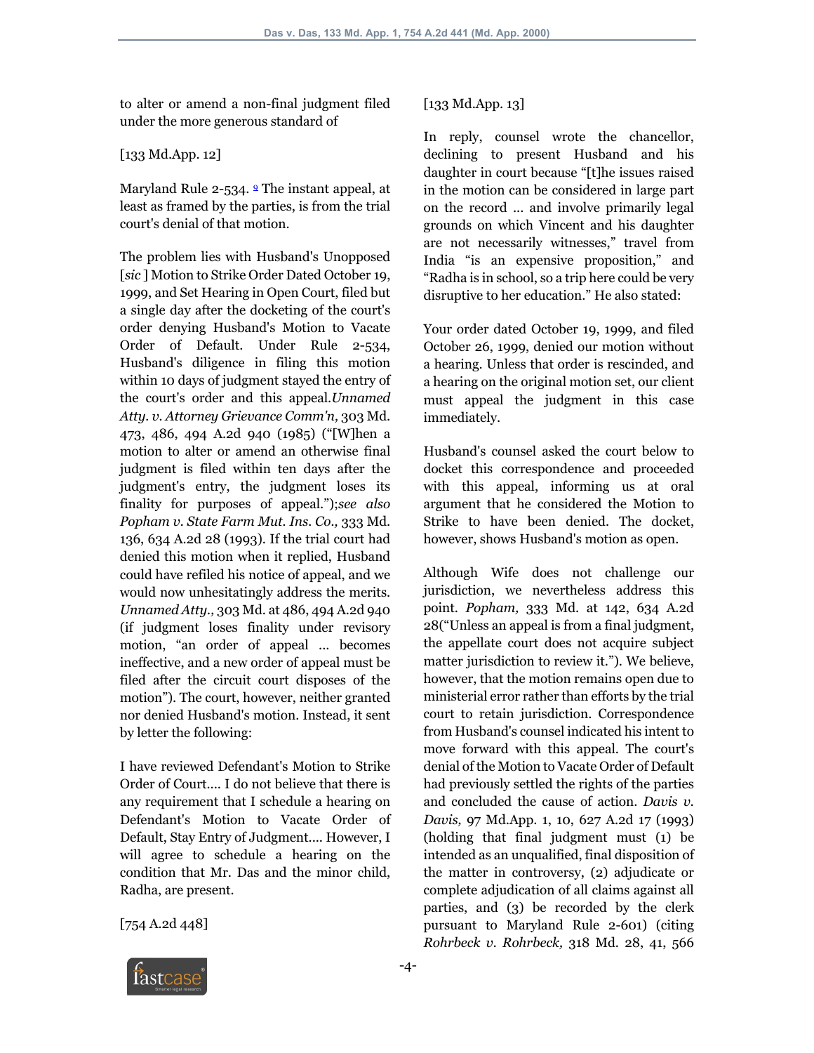to alter or amend a non-final judgment filed under the more generous standard of

[133 Md.App. 12]

Maryland Rule 2-534. [9] The instant appeal, at least as framed by the parties, is from the trial court's denial of that motion.

The problem lies with Husband's Unopposed [*sic* ] Motion to Strike Order Dated October 19, 1999, and Set Hearing in Open Court, filed but a single day after the docketing of the court's order denying Husband's Motion to Vacate Order of Default. Under Rule 2-534, Husband's diligence in filing this motion within 10 days of judgment stayed the entry of the court's order and this appeal. *Unnamed Atty. v. Attorney Grievance Comm'n,* 303 Md. 473, 486, 494 A.2d 940 (1985) ("[W]hen a motion to alter or amend an otherwise final judgment is filed within ten days after the judgment's entry, the judgment loses its finality for purposes of appeal."); *see also Popham v. State Farm Mut. Ins. Co.,* 333 Md. 136, 634 A.2d 28 (1993). If the trial court had denied this motion when it replied, Husband could have refiled his notice of appeal, and we would now unhesitatingly address the merits. *Unnamed Atty.,* 303 Md. at 486, 494 A.2d 940 (if judgment loses finality under revisory motion, "an order of appeal ... becomes ineffective, and a new order of appeal must be filed after the circuit court disposes of the motion"). The court, however, neither granted nor denied Husband's motion. Instead, it sent by letter the following:

I have reviewed Defendant's Motion to Strike Order of Court.... I do not believe that there is any requirement that I schedule a hearing on Defendant's Motion to Vacate Order of Default, Stay Entry of Judgment.... However, I will agree to schedule a hearing on the condition that Mr. Das and the minor child, Radha, are present.

[754 A.2d 448]

[133 Md.App. 13]

In reply, counsel wrote the chancellor, declining to present Husband and his daughter in court because "[t]he issues raised in the motion can be considered in large part on the record ... and involve primarily legal grounds on which Vincent and his daughter are not necessarily witnesses," travel from India "is an expensive proposition," and "Radha is in school, so a trip here could be very disruptive to her education." He also stated:

Your order dated October 19, 1999, and filed October 26, 1999, denied our motion without a hearing. Unless that order is rescinded, and a hearing on the original motion set, our client must appeal the judgment in this case immediately.

Husband's counsel asked the court below to docket this correspondence and proceeded with this appeal, informing us at oral argument that he considered the Motion to Strike to have been denied. The docket, however, shows Husband's motion as open.

Although Wife does not challenge our jurisdiction, we nevertheless address this point. *Popham,* 333 Md. at 142, 634 A.2d 28("Unless an appeal is from a final judgment, the appellate court does not acquire subject matter jurisdiction to review it."). We believe, however, that the motion remains open due to ministerial error rather than efforts by the trial court to retain jurisdiction. Correspondence from Husband's counsel indicated his intent to move forward with this appeal. The court's denial of the Motion to Vacate Order of Default had previously settled the rights of the parties and concluded the cause of action. *Davis v. Davis,* 97 Md.App. 1, 10, 627 A.2d 17 (1993) (holding that final judgment must (1) be intended as an unqualified, final disposition of the matter in controversy, (2) adjudicate or complete adjudication of all claims against all parties, and (3) be recorded by the clerk pursuant to Maryland Rule 2-601) (citing *Rohrbeck v. Rohrbeck,* 318 Md. 28, 41, 566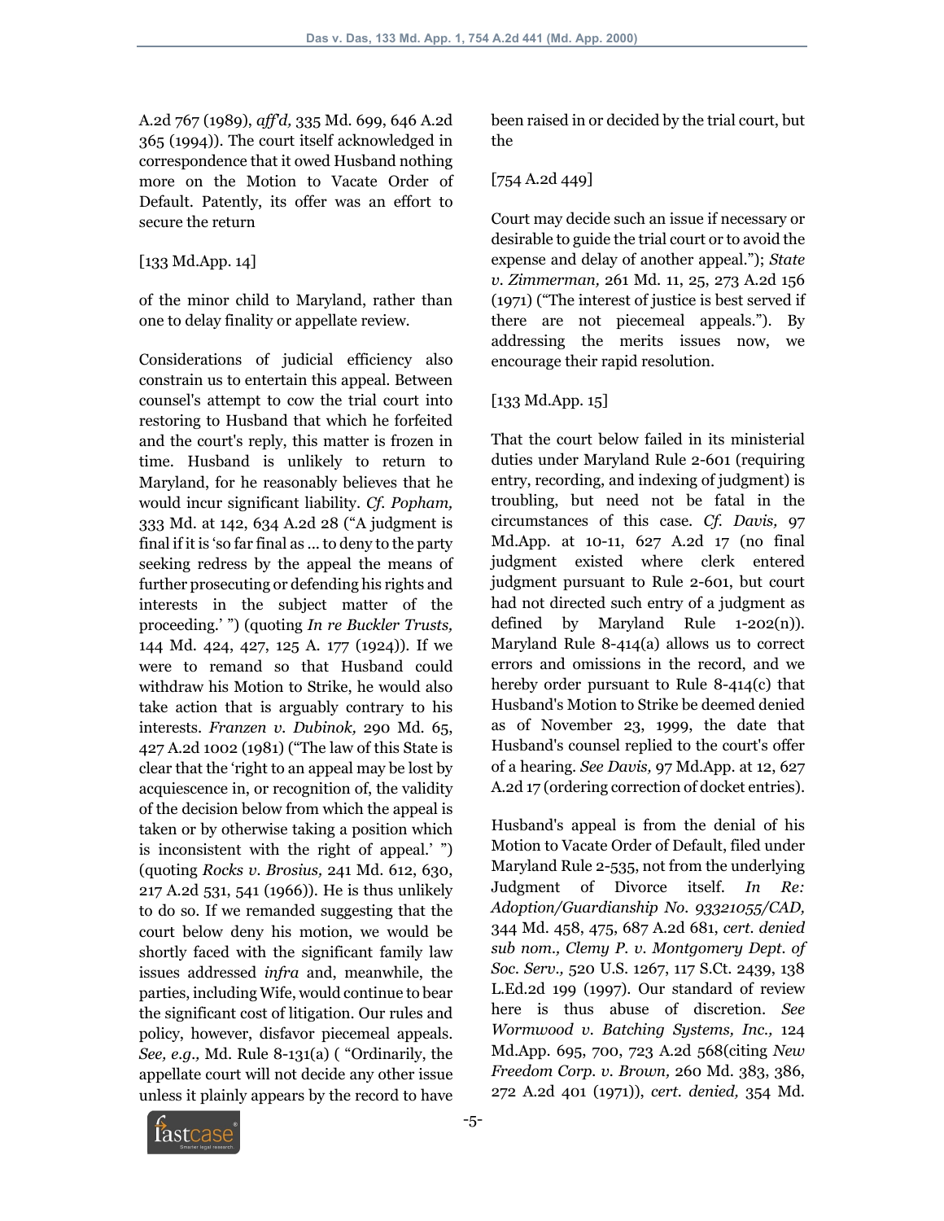A.2d 767 (1989), *aff'd,* 335 Md. 699, 646 A.2d 365 (1994)). The court itself acknowledged in correspondence that it owed Husband nothing more on the Motion to Vacate Order of Default. Patently, its offer was an effort to secure the return

[133 Md.App. 14]

of the minor child to Maryland, rather than one to delay finality or appellate review.

Considerations of judicial efficiency also constrain us to entertain this appeal. Between counsel's attempt to cow the trial court into restoring to Husband that which he forfeited and the court's reply, this matter is frozen in time. Husband is unlikely to return to Maryland, for he reasonably believes that he would incur significant liability. *Cf. Popham,* 333 Md. at 142, 634 A.2d 28 ("A judgment is final if it is 'so far final as ... to deny to the party seeking redress by the appeal the means of further prosecuting or defending his rights and interests in the subject matter of the proceeding.' ") (quoting *In re Buckler Trusts,* 144 Md. 424, 427, 125 A. 177 (1924)). If we were to remand so that Husband could withdraw his Motion to Strike, he would also take action that is arguably contrary to his interests. *Franzen v. Dubinok,* 290 Md. 65, 427 A.2d 1002 (1981) ("The law of this State is clear that the 'right to an appeal may be lost by acquiescence in, or recognition of, the validity of the decision below from which the appeal is taken or by otherwise taking a position which is inconsistent with the right of appeal.' ") (quoting *Rocks v. Brosius,* 241 Md. 612, 630, 217 A.2d 531, 541 (1966)). He is thus unlikely to do so. If we remanded suggesting that the court below deny his motion, we would be shortly faced with the significant family law issues addressed *infra* and, meanwhile, the parties, including Wife, would continue to bear the significant cost of litigation. Our rules and policy, however, disfavor piecemeal appeals. *See, e.g.,* Md. Rule 8-131(a) ( "Ordinarily, the appellate court will not decide any other issue unless it plainly appears by the record to have been raised in or decided by the trial court, but the

[754 A.2d 449]

Court may decide such an issue if necessary or desirable to guide the trial court or to avoid the expense and delay of another appeal."); *State v. Zimmerman,* 261 Md. 11, 25, 273 A.2d 156 (1971) ("The interest of justice is best served if there are not piecemeal appeals."). By addressing the merits issues now, we encourage their rapid resolution.

[133 Md.App. 15]

That the court below failed in its ministerial duties under Maryland Rule 2-601 (requiring entry, recording, and indexing of judgment) is troubling, but need not be fatal in the circumstances of this case. *Cf. Davis,* 97 Md.App. at 10-11, 627 A.2d 17 (no final judgment existed where clerk entered judgment pursuant to Rule 2-601, but court had not directed such entry of a judgment as defined by Maryland Rule 1-202(n)). Maryland Rule 8-414(a) allows us to correct errors and omissions in the record, and we hereby order pursuant to Rule 8-414(c) that Husband's Motion to Strike be deemed denied as of November 23, 1999, the date that Husband's counsel replied to the court's offer of a hearing. *See Davis,* 97 Md.App. at 12, 627 A.2d 17 (ordering correction of docket entries).

Husband's appeal is from the denial of his Motion to Vacate Order of Default, filed under Maryland Rule 2-535, not from the underlying Judgment of Divorce itself. *In Re: Adoption/Guardianship No. 93321055/CAD,* 344 Md. 458, 475, 687 A.2d 681, *cert. denied sub nom., Clemy P. v. Montgomery Dept. of Soc. Serv.,* 520 U.S. 1267, 117 S.Ct. 2439, 138 L.Ed.2d 199 (1997). Our standard of review here is thus abuse of discretion. *See Wormwood v. Batching Systems, Inc.,* 124 Md.App. 695, 700, 723 A.2d 568(citing *New Freedom Corp. v. Brown,* 260 Md. 383, 386, 272 A.2d 401 (1971)), *cert. denied,* 354 Md.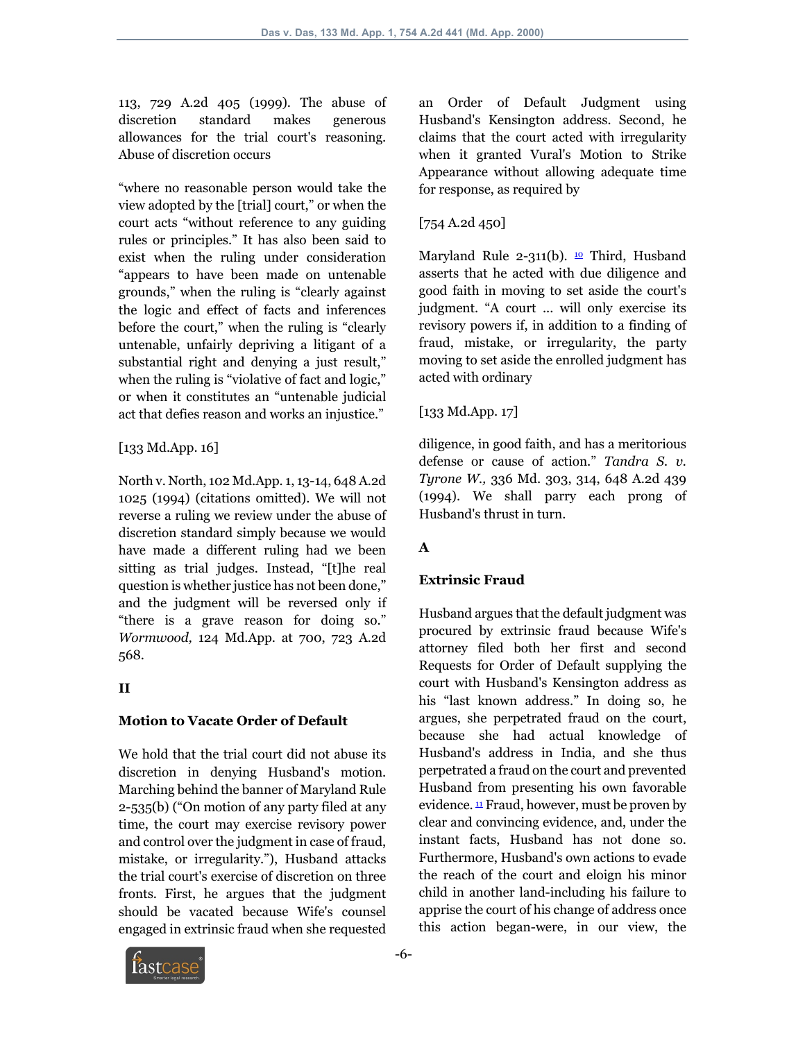113, 729 A.2d 405 (1999). The abuse of discretion standard makes generous allowances for the trial court's reasoning. Abuse of discretion occurs

"where no reasonable person would take the view adopted by the [trial] court," or when the court acts "without reference to any guiding rules or principles." It has also been said to exist when the ruling under consideration "appears to have been made on untenable grounds," when the ruling is "clearly against the logic and effect of facts and inferences before the court," when the ruling is "clearly untenable, unfairly depriving a litigant of a substantial right and denying a just result," when the ruling is "violative of fact and logic," or when it constitutes an "untenable judicial act that defies reason and works an injustice."

[133 Md.App. 16]

North v. North, 102 Md.App. 1, 13-14, 648 A.2d 1025 (1994) (citations omitted). We will not reverse a ruling we review under the abuse of discretion standard simply because we would have made a different ruling had we been sitting as trial judges. Instead, "[t]he real question is whether justice has not been done," and the judgment will be reversed only if "there is a grave reason for doing so." *Wormwood,* 124 Md.App. at 700, 723 A.2d 568.

**II**

**Motion to Vacate Order of Default**

We hold that the trial court did not abuse its discretion in denying Husband's motion. Marching behind the banner of Maryland Rule 2-535(b) ("On motion of any party filed at any time, the court may exercise revisory power and control over the judgment in case of fraud, mistake, or irregularity."), Husband attacks the trial court's exercise of discretion on three fronts. First, he argues that the judgment should be vacated because Wife's counsel engaged in extrinsic fraud when she requested an Order of Default Judgment using Husband's Kensington address. Second, he claims that the court acted with irregularity when it granted Vural's Motion to Strike Appearance without allowing adequate time for response, as required by

[754 A.2d 450]

Maryland Rule 2-311(b). [10] Third, Husband asserts that he acted with due diligence and good faith in moving to set aside the court's judgment. "A court ... will only exercise its revisory powers if, in addition to a finding of fraud, mistake, or irregularity, the party moving to set aside the enrolled judgment has acted with ordinary

[133 Md.App. 17]

diligence, in good faith, and has a meritorious defense or cause of action." *Tandra S. v. Tyrone W.,* 336 Md. 303, 314, 648 A.2d 439 (1994). We shall parry each prong of Husband's thrust in turn.

**A**

**Extrinsic Fraud**

Husband argues that the default judgment was procured by extrinsic fraud because Wife's attorney filed both her first and second Requests for Order of Default supplying the court with Husband's Kensington address as his "last known address." In doing so, he argues, she perpetrated fraud on the court, because she had actual knowledge of Husband's address in India, and she thus perpetrated a fraud on the court and prevented Husband from presenting his own favorable evidence. [11] Fraud, however, must be proven by clear and convincing evidence, and, under the instant facts, Husband has not done so. Furthermore, Husband's own actions to evade the reach of the court and eloign his minor child in another land-including his failure to apprise the court of his change of address once this action began-were, in our view, the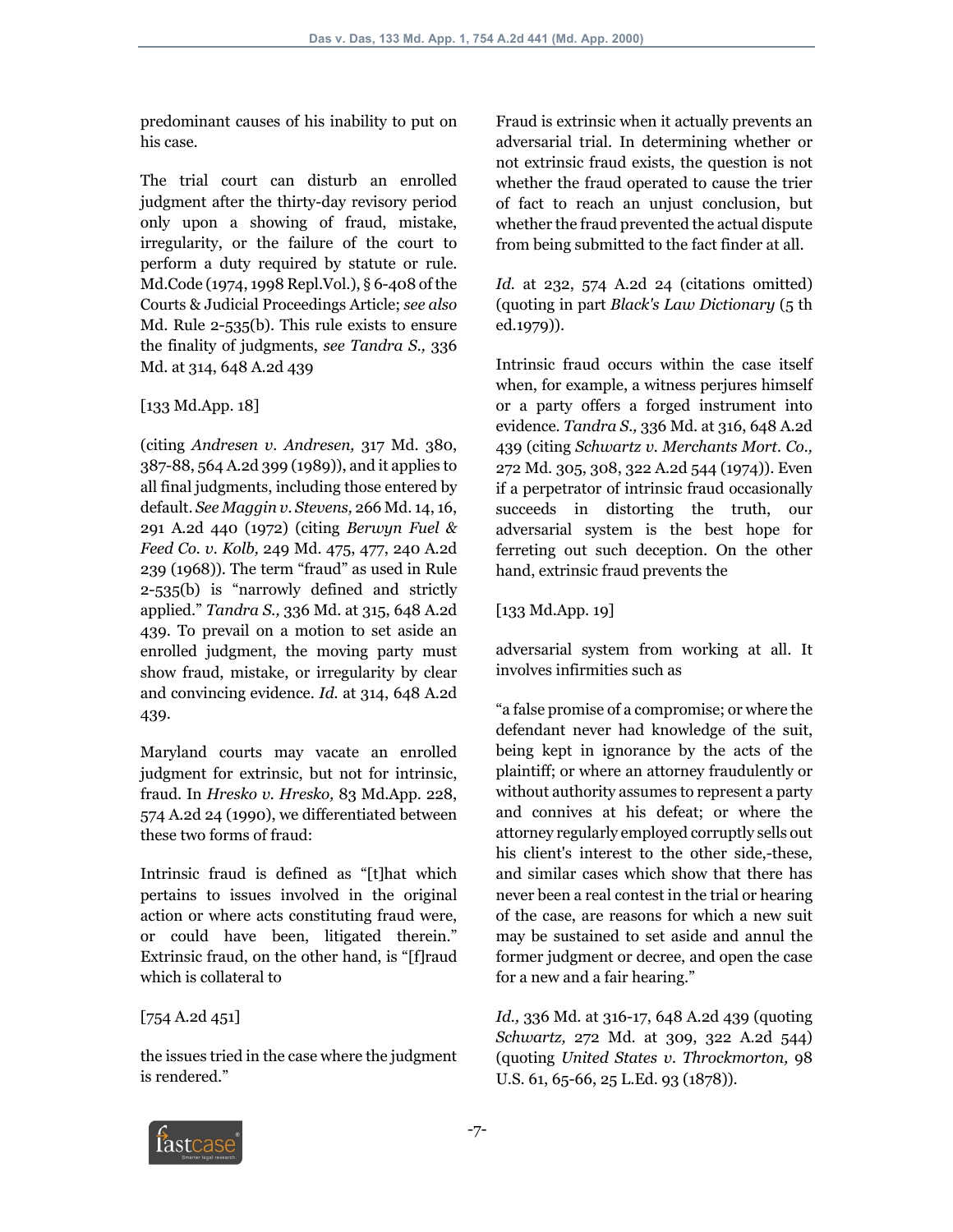predominant causes of his inability to put on his case.

The trial court can disturb an enrolled judgment after the thirty-day revisory period only upon a showing of fraud, mistake, irregularity, or the failure of the court to perform a duty required by statute or rule. Md.Code (1974, 1998 Repl.Vol.), § 6-408 of the Courts & Judicial Proceedings Article; *see also* Md. Rule 2-535(b). This rule exists to ensure the finality of judgments, *see Tandra S.,* 336 Md. at 314, 648 A.2d 439

[133 Md.App. 18]

(citing *Andresen v. Andresen,* 317 Md. 380, 387-88, 564 A.2d 399 (1989)), and it applies to all final judgments, including those entered by default. *See Maggin v. Stevens,* 266 Md. 14, 16, 291 A.2d 440 (1972) (citing *Berwyn Fuel & Feed Co. v. Kolb,* 249 Md. 475, 477, 240 A.2d 239 (1968)). The term "fraud" as used in Rule 2-535(b) is "narrowly defined and strictly applied." *Tandra S.,* 336 Md. at 315, 648 A.2d 439. To prevail on a motion to set aside an enrolled judgment, the moving party must show fraud, mistake, or irregularity by clear and convincing evidence. *Id.* at 314, 648 A.2d 439.

Maryland courts may vacate an enrolled judgment for extrinsic, but not for intrinsic, fraud. In *Hresko v. Hresko,* 83 Md.App. 228, 574 A.2d 24 (1990), we differentiated between these two forms of fraud:

Intrinsic fraud is defined as "[t]hat which pertains to issues involved in the original action or where acts constituting fraud were, or could have been, litigated therein." Extrinsic fraud, on the other hand, is "[f]raud which is collateral to

[754 A.2d 451]

the issues tried in the case where the judgment is rendered." Fraud is extrinsic when it actually prevents an adversarial trial. In determining whether or not extrinsic fraud exists, the question is not whether the fraud operated to cause the trier of fact to reach an unjust conclusion, but whether the fraud prevented the actual dispute from being submitted to the fact finder at all.

*Id.* at 232, 574 A.2d 24 (citations omitted) (quoting in part *Black's Law Dictionary* (5 th ed.1979)).

Intrinsic fraud occurs within the case itself when, for example, a witness perjures himself or a party offers a forged instrument into evidence. *Tandra S.,* 336 Md. at 316, 648 A.2d 439 (citing *Schwartz v. Merchants Mort. Co.,* 272 Md. 305, 308, 322 A.2d 544 (1974)). Even if a perpetrator of intrinsic fraud occasionally succeeds in distorting the truth, our adversarial system is the best hope for ferreting out such deception. On the other hand, extrinsic fraud prevents the

[133 Md.App. 19]

adversarial system from working at all. It involves infirmities such as

"a false promise of a compromise; or where the defendant never had knowledge of the suit, being kept in ignorance by the acts of the plaintiff; or where an attorney fraudulently or without authority assumes to represent a party and connives at his defeat; or where the attorney regularly employed corruptly sells out his client's interest to the other side,-these, and similar cases which show that there has never been a real contest in the trial or hearing of the case, are reasons for which a new suit may be sustained to set aside and annul the former judgment or decree, and open the case for a new and a fair hearing."

*Id.,* 336 Md. at 316-17, 648 A.2d 439 (quoting *Schwartz,* 272 Md. at 309, 322 A.2d 544) (quoting *United States v. Throckmorton,* 98 U.S. 61, 65-66, 25 L.Ed. 93 (1878)).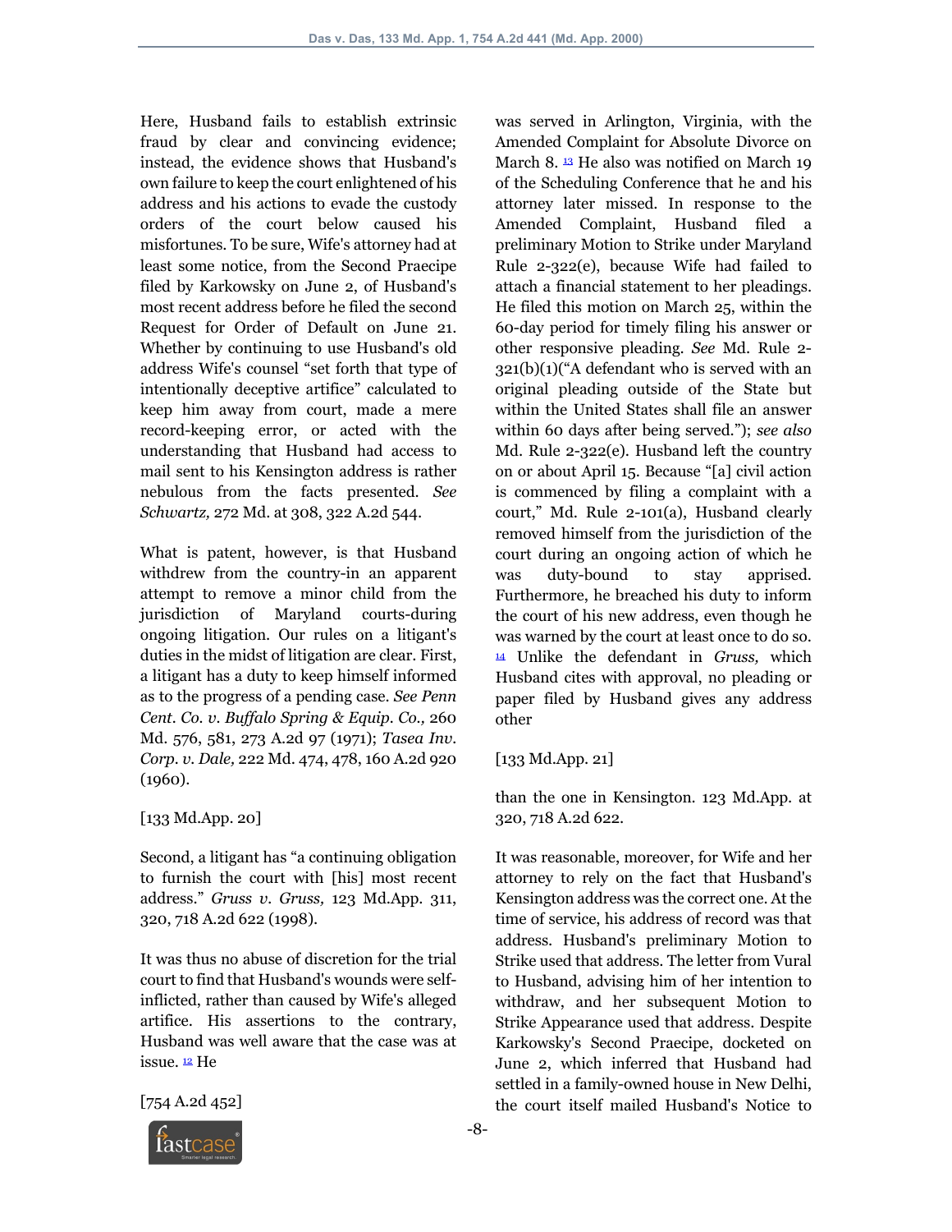Here, Husband fails to establish extrinsic fraud by clear and convincing evidence; instead, the evidence shows that Husband's own failure to keep the court enlightened of his address and his actions to evade the custody orders of the court below caused his misfortunes. To be sure, Wife's attorney had at least some notice, from the Second Praecipe filed by Karkowsky on June 2, of Husband's most recent address before he filed the second Request for Order of Default on June 21. Whether by continuing to use Husband's old address Wife's counsel "set forth that type of intentionally deceptive artifice" calculated to keep him away from court, made a mere record-keeping error, or acted with the understanding that Husband had access to mail sent to his Kensington address is rather nebulous from the facts presented. *See Schwartz,* 272 Md. at 308, 322 A.2d 544.

What is patent, however, is that Husband withdrew from the country-in an apparent attempt to remove a minor child from the jurisdiction of Maryland courts-during ongoing litigation. Our rules on a litigant's duties in the midst of litigation are clear. First, a litigant has a duty to keep himself informed as to the progress of a pending case. *See Penn Cent. Co. v. Buffalo Spring & Equip. Co.,* 260 Md. 576, 581, 273 A.2d 97 (1971); *Tasea Inv. Corp. v. Dale,* 222 Md. 474, 478, 160 A.2d 920 (1960).

[133 Md.App. 20]

Second, a litigant has "a continuing obligation to furnish the court with [his] most recent address." *Gruss v. Gruss,* 123 Md.App. 311, 320, 718 A.2d 622 (1998).

It was thus no abuse of discretion for the trial court to find that Husband's wounds were self-inflicted, rather than caused by Wife's alleged artifice. His assertions to the contrary, Husband was well aware that the case was at issue. [12] He

[754 A.2d 452]

was served in Arlington, Virginia, with the Amended Complaint for Absolute Divorce on March 8. [13] He also was notified on March 19 of the Scheduling Conference that he and his attorney later missed. In response to the Amended Complaint, Husband filed a preliminary Motion to Strike under Maryland Rule 2-322(e), because Wife had failed to attach a financial statement to her pleadings. He filed this motion on March 25, within the 60-day period for timely filing his answer or other responsive pleading. *See* Md. Rule 2-321(b)(1)("A defendant who is served with an original pleading outside of the State but within the United States shall file an answer within 60 days after being served."); *see also* Md. Rule 2-322(e). Husband left the country on or about April 15. Because "[a] civil action is commenced by filing a complaint with a court," Md. Rule 2-101(a), Husband clearly removed himself from the jurisdiction of the court during an ongoing action of which he was duty-bound to stay apprised. Furthermore, he breached his duty to inform the court of his new address, even though he was warned by the court at least once to do so. [14] Unlike the defendant in *Gruss,* which Husband cites with approval, no pleading or paper filed by Husband gives any address other

[133 Md.App. 21]

than the one in Kensington. 123 Md.App. at 320, 718 A.2d 622.

It was reasonable, moreover, for Wife and her attorney to rely on the fact that Husband's Kensington address was the correct one. At the time of service, his address of record was that address. Husband's preliminary Motion to Strike used that address. The letter from Vural to Husband, advising him of her intention to withdraw, and her subsequent Motion to Strike Appearance used that address. Despite Karkowsky's Second Praecipe, docketed on June 2, which inferred that Husband had settled in a family-owned house in New Delhi, the court itself mailed Husband's Notice to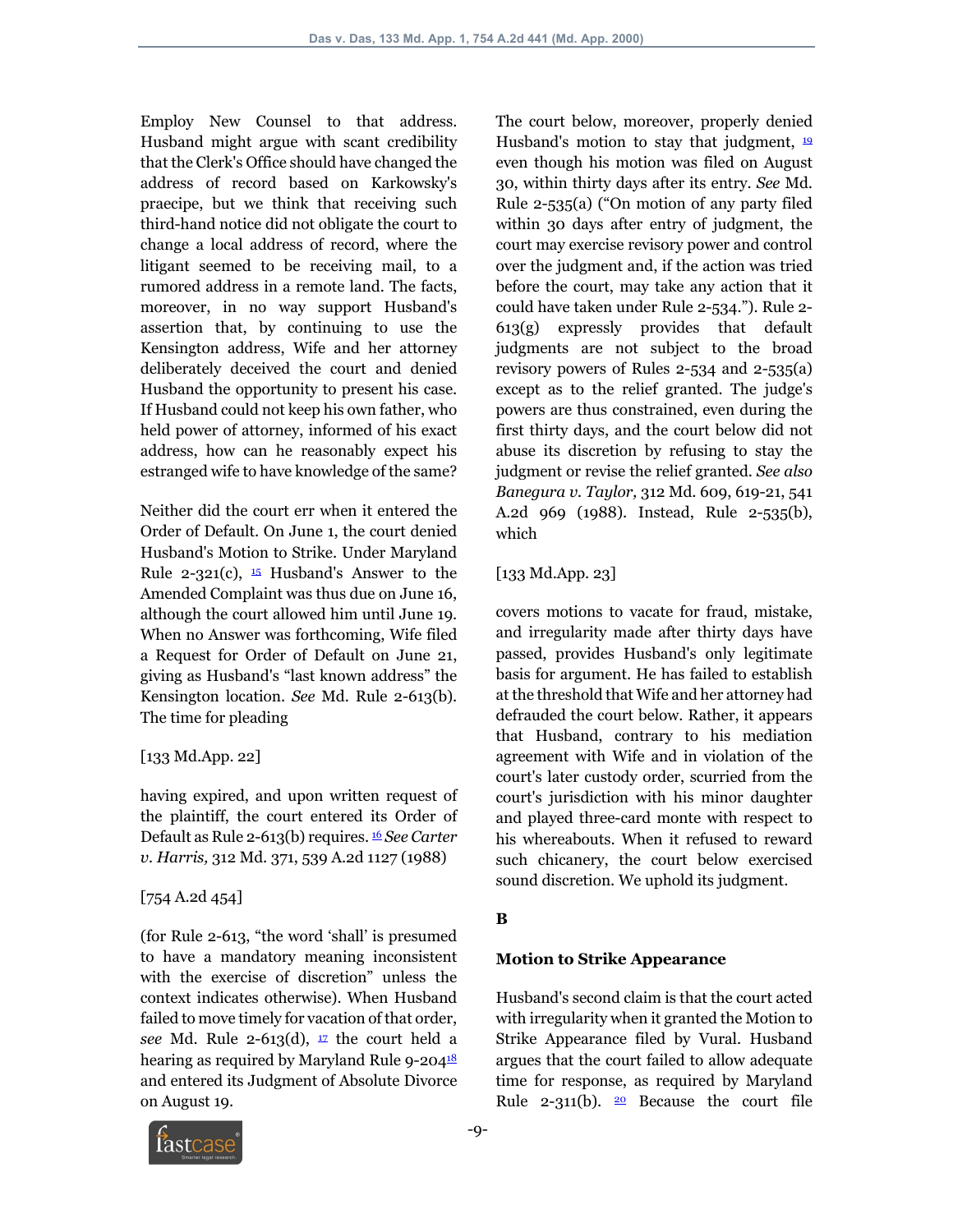Employ New Counsel to that address. Husband might argue with scant credibility that the Clerk's Office should have changed the address of record based on Karkowsky's praecipe, but we think that receiving such third-hand notice did not obligate the court to change a local address of record, where the litigant seemed to be receiving mail, to a rumored address in a remote land. The facts, moreover, in no way support Husband's assertion that, by continuing to use the Kensington address, Wife and her attorney deliberately deceived the court and denied Husband the opportunity to present his case. If Husband could not keep his own father, who held power of attorney, informed of his exact address, how can he reasonably expect his estranged wife to have knowledge of the same?

Neither did the court err when it entered the Order of Default. On June 1, the court denied Husband's Motion to Strike. Under Maryland Rule 2-321(c), [15] Husband's Answer to the Amended Complaint was thus due on June 16, although the court allowed him until June 19. When no Answer was forthcoming, Wife filed a Request for Order of Default on June 21, giving as Husband's "last known address" the Kensington location. *See* Md. Rule 2-613(b). The time for pleading

[133 Md.App. 22]

having expired, and upon written request of the plaintiff, the court entered its Order of Default as Rule 2-613(b) requires. [16] *See Carter v. Harris,* 312 Md. 371, 539 A.2d 1127 (1988)

[754 A.2d 454]

(for Rule 2-613, "the word 'shall' is presumed to have a mandatory meaning inconsistent with the exercise of discretion" unless the context indicates otherwise). When Husband failed to move timely for vacation of that order, *see* Md. Rule 2-613(d), [17] the court held a hearing as required by Maryland Rule 9-204[18] and entered its Judgment of Absolute Divorce on August 19.

The court below, moreover, properly denied Husband's motion to stay that judgment, [19] even though his motion was filed on August 30, within thirty days after its entry. *See* Md. Rule 2-535(a) ("On motion of any party filed within 30 days after entry of judgment, the court may exercise revisory power and control over the judgment and, if the action was tried before the court, may take any action that it could have taken under Rule 2-534."). Rule 2-613(g) expressly provides that default judgments are not subject to the broad revisory powers of Rules 2-534 and 2-535(a) except as to the relief granted. The judge's powers are thus constrained, even during the first thirty days, and the court below did not abuse its discretion by refusing to stay the judgment or revise the relief granted. *See also Banegura v. Taylor,* 312 Md. 609, 619-21, 541 A.2d 969 (1988). Instead, Rule 2-535(b), which

[133 Md.App. 23]

covers motions to vacate for fraud, mistake, and irregularity made after thirty days have passed, provides Husband's only legitimate basis for argument. He has failed to establish at the threshold that Wife and her attorney had defrauded the court below. Rather, it appears that Husband, contrary to his mediation agreement with Wife and in violation of the court's later custody order, scurried from the court's jurisdiction with his minor daughter and played three-card monte with respect to his whereabouts. When it refused to reward such chicanery, the court below exercised sound discretion. We uphold its judgment.

### B

### Motion to Strike Appearance

Husband's second claim is that the court acted with irregularity when it granted the Motion to Strike Appearance filed by Vural. Husband argues that the court failed to allow adequate time for response, as required by Maryland Rule 2-311(b). [20] Because the court file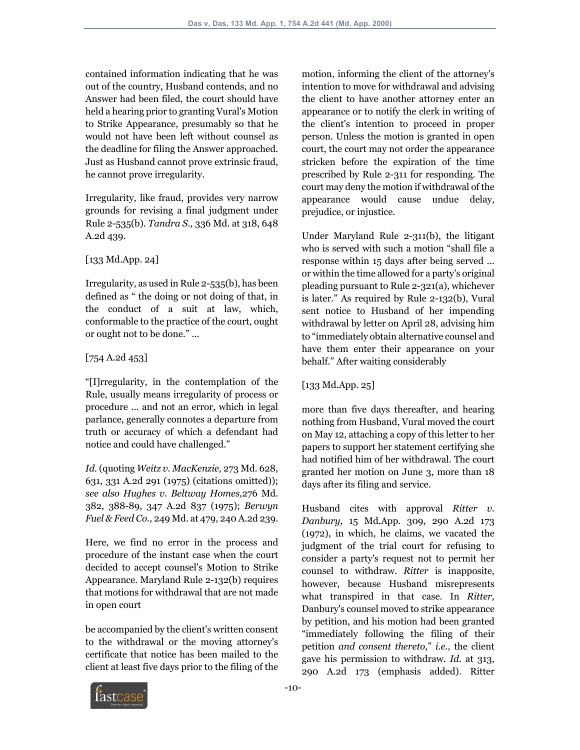contained information indicating that he was out of the country, Husband contends, and no Answer had been filed, the court should have held a hearing prior to granting Vural's Motion to Strike Appearance, presumably so that he would not have been left without counsel as the deadline for filing the Answer approached. Just as Husband cannot prove extrinsic fraud, he cannot prove irregularity.

Irregularity, like fraud, provides very narrow grounds for revising a final judgment under Rule 2-535(b). *Tandra S.,* 336 Md. at 318, 648 A.2d 439.

[133 Md.App. 24]

Irregularity, as used in Rule 2-535(b), has been defined as " the doing or not doing of that, in the conduct of a suit at law, which, conformable to the practice of the court, ought or ought not to be done." ...

[754 A.2d 453]

"[I]rregularity, in the contemplation of the Rule, usually means irregularity of process or procedure ... and not an error, which in legal parlance, generally connotes a departure from truth or accuracy of which a defendant had notice and could have challenged."

*Id.* (quoting *Weitz v. MacKenzie,* 273 Md. 628, 631, 331 A.2d 291 (1975) (citations omitted)); *see also Hughes v. Beltway Homes,*276 Md. 382, 388-89, 347 A.2d 837 (1975); *Berwyn Fuel & Feed Co.,* 249 Md. at 479, 240 A.2d 239.

Here, we find no error in the process and procedure of the instant case when the court decided to accept counsel's Motion to Strike Appearance. Maryland Rule 2-132(b) requires that motions for withdrawal that are not made in open court

be accompanied by the client's written consent to the withdrawal or the moving attorney's certificate that notice has been mailed to the client at least five days prior to the filing of the motion, informing the client of the attorney's intention to move for withdrawal and advising the client to have another attorney enter an appearance or to notify the clerk in writing of the client's intention to proceed in proper person. Unless the motion is granted in open court, the court may not order the appearance stricken before the expiration of the time prescribed by Rule 2-311 for responding. The court may deny the motion if withdrawal of the appearance would cause undue delay, prejudice, or injustice.

Under Maryland Rule 2-311(b), the litigant who is served with such a motion "shall file a response within 15 days after being served ... or within the time allowed for a party's original pleading pursuant to Rule 2-321(a), whichever is later." As required by Rule 2-132(b), Vural sent notice to Husband of her impending withdrawal by letter on April 28, advising him to "immediately obtain alternative counsel and have them enter their appearance on your behalf." After waiting considerably

[133 Md.App. 25]

more than five days thereafter, and hearing nothing from Husband, Vural moved the court on May 12, attaching a copy of this letter to her papers to support her statement certifying she had notified him of her withdrawal. The court granted her motion on June 3, more than 18 days after its filing and service.

Husband cites with approval *Ritter v. Danbury,* 15 Md.App. 309, 290 A.2d 173 (1972), in which, he claims, we vacated the judgment of the trial court for refusing to consider a party's request not to permit her counsel to withdraw. *Ritter* is inapposite, however, because Husband misrepresents what transpired in that case. In *Ritter,* Danbury's counsel moved to strike appearance by petition, and his motion had been granted "immediately following the filing of their petition *and consent thereto,*" *i.e.,* the client gave his permission to withdraw. *Id.* at 313, 290 A.2d 173 (emphasis added). Ritter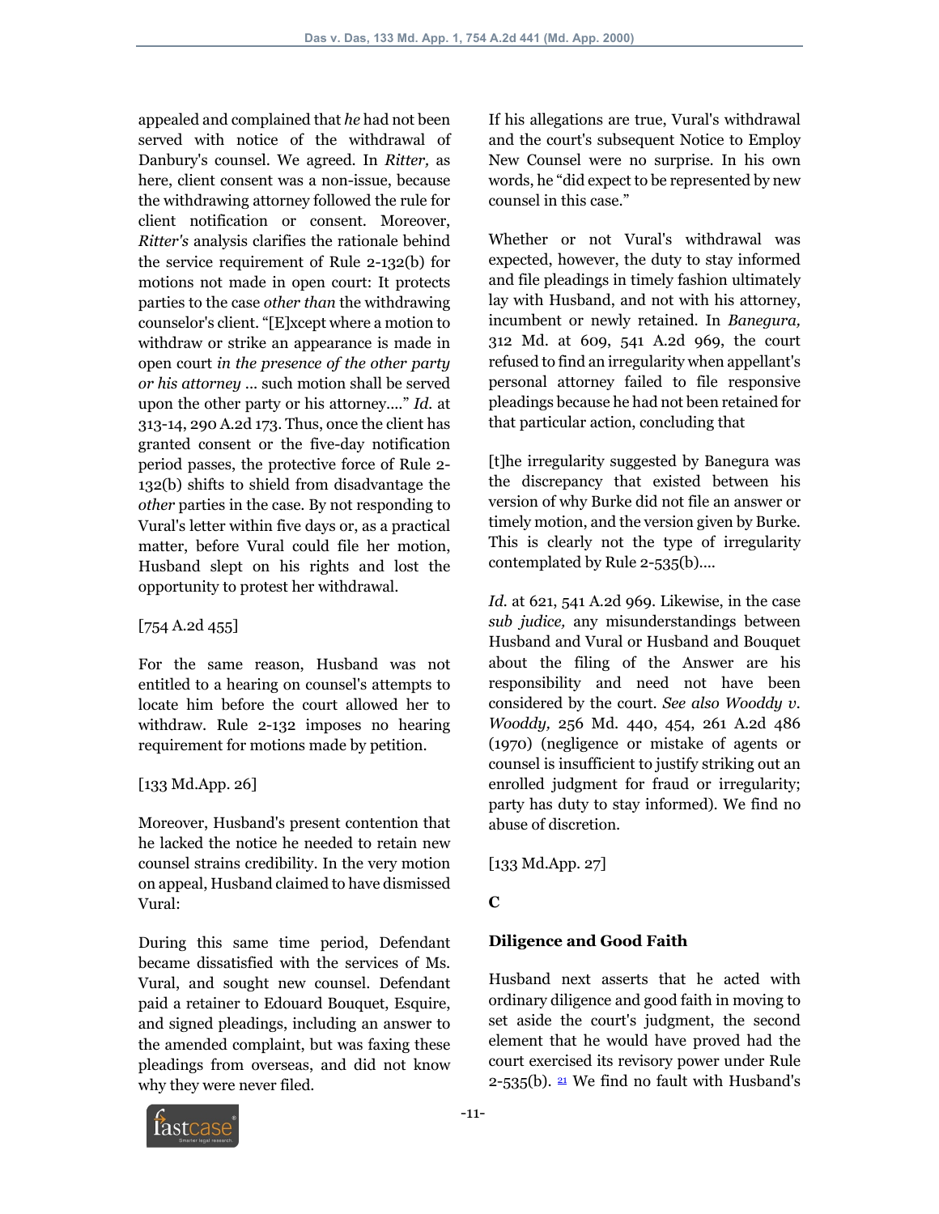appealed and complained that *he* had not been served with notice of the withdrawal of Danbury's counsel. We agreed. In *Ritter,* as here, client consent was a non-issue, because the withdrawing attorney followed the rule for client notification or consent. Moreover, *Ritter's* analysis clarifies the rationale behind the service requirement of Rule 2-132(b) for motions not made in open court: It protects parties to the case *other than* the withdrawing counselor's client. "[E]xcept where a motion to withdraw or strike an appearance is made in open court *in the presence of the other party or his attorney* ... such motion shall be served upon the other party or his attorney...." *Id.* at 313-14, 290 A.2d 173. Thus, once the client has granted consent or the five-day notification period passes, the protective force of Rule 2-132(b) shifts to shield from disadvantage the *other* parties in the case. By not responding to Vural's letter within five days or, as a practical matter, before Vural could file her motion, Husband slept on his rights and lost the opportunity to protest her withdrawal.

[754 A.2d 455]

For the same reason, Husband was not entitled to a hearing on counsel's attempts to locate him before the court allowed her to withdraw. Rule 2-132 imposes no hearing requirement for motions made by petition.

[133 Md.App. 26]

Moreover, Husband's present contention that he lacked the notice he needed to retain new counsel strains credibility. In the very motion on appeal, Husband claimed to have dismissed Vural:

During this same time period, Defendant became dissatisfied with the services of Ms. Vural, and sought new counsel. Defendant paid a retainer to Edouard Bouquet, Esquire, and signed pleadings, including an answer to the amended complaint, but was faxing these pleadings from overseas, and did not know why they were never filed.

If his allegations are true, Vural's withdrawal and the court's subsequent Notice to Employ New Counsel were no surprise. In his own words, he "did expect to be represented by new counsel in this case."

Whether or not Vural's withdrawal was expected, however, the duty to stay informed and file pleadings in timely fashion ultimately lay with Husband, and not with his attorney, incumbent or newly retained. In *Banegura,* 312 Md. at 609, 541 A.2d 969, the court refused to find an irregularity when appellant's personal attorney failed to file responsive pleadings because he had not been retained for that particular action, concluding that

[t]he irregularity suggested by Banegura was the discrepancy that existed between his version of why Burke did not file an answer or timely motion, and the version given by Burke. This is clearly not the type of irregularity contemplated by Rule 2-535(b)....

*Id.* at 621, 541 A.2d 969. Likewise, in the case *sub judice,* any misunderstandings between Husband and Vural or Husband and Bouquet about the filing of the Answer are his responsibility and need not have been considered by the court. *See also Wooddy v. Wooddy,* 256 Md. 440, 454, 261 A.2d 486 (1970) (negligence or mistake of agents or counsel is insufficient to justify striking out an enrolled judgment for fraud or irregularity; party has duty to stay informed). We find no abuse of discretion.

[133 Md.App. 27]

### C

### Diligence and Good Faith

Husband next asserts that he acted with ordinary diligence and good faith in moving to set aside the court's judgment, the second element that he would have proved had the court exercised its revisory power under Rule 2-535(b). [21] We find no fault with Husband's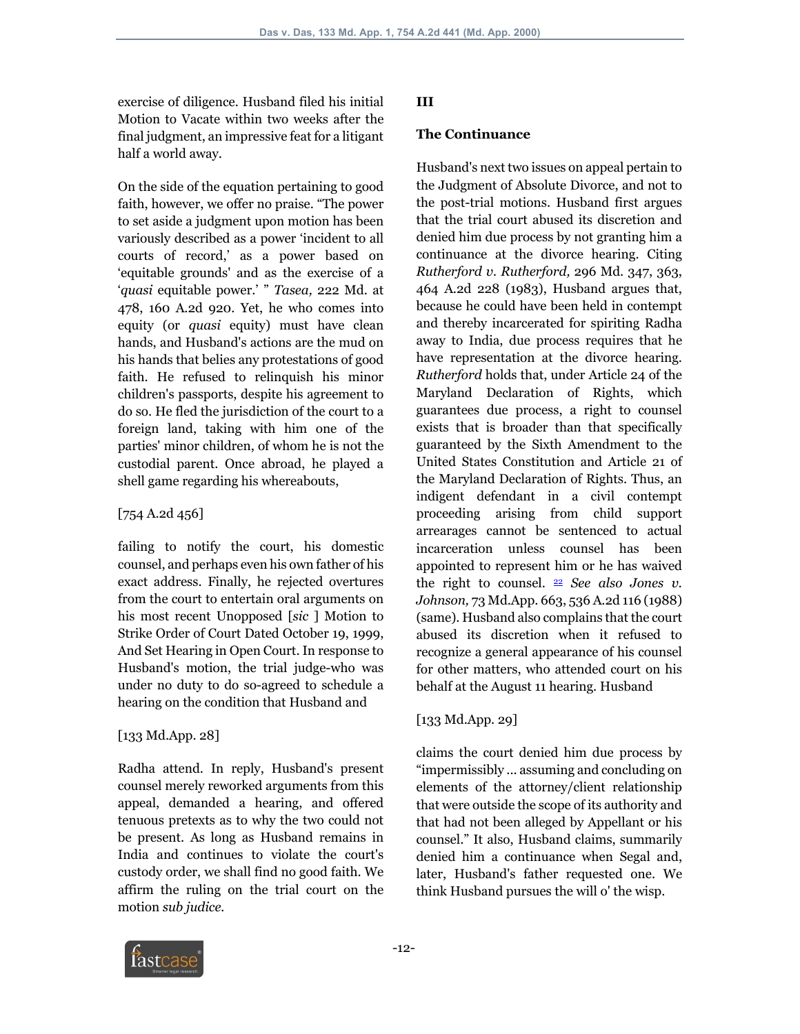exercise of diligence. Husband filed his initial Motion to Vacate within two weeks after the final judgment, an impressive feat for a litigant half a world away.

On the side of the equation pertaining to good faith, however, we offer no praise. "The power to set aside a judgment upon motion has been variously described as a power 'incident to all courts of record,' as a power based on 'equitable grounds' and as the exercise of a '*quasi* equitable power.' " *Tasea,* 222 Md. at 478, 160 A.2d 920. Yet, he who comes into equity (or *quasi* equity) must have clean hands, and Husband's actions are the mud on his hands that belies any protestations of good faith. He refused to relinquish his minor children's passports, despite his agreement to do so. He fled the jurisdiction of the court to a foreign land, taking with him one of the parties' minor children, of whom he is not the custodial parent. Once abroad, he played a shell game regarding his whereabouts,

[754 A.2d 456]

failing to notify the court, his domestic counsel, and perhaps even his own father of his exact address. Finally, he rejected overtures from the court to entertain oral arguments on his most recent Unopposed [*sic* ] Motion to Strike Order of Court Dated October 19, 1999, And Set Hearing in Open Court. In response to Husband's motion, the trial judge-who was under no duty to do so-agreed to schedule a hearing on the condition that Husband and

[133 Md.App. 28]

Radha attend. In reply, Husband's present counsel merely reworked arguments from this appeal, demanded a hearing, and offered tenuous pretexts as to why the two could not be present. As long as Husband remains in India and continues to violate the court's custody order, we shall find no good faith. We affirm the ruling on the trial court on the motion *sub judice.*

## III

### The Continuance

Husband's next two issues on appeal pertain to the Judgment of Absolute Divorce, and not to the post-trial motions. Husband first argues that the trial court abused its discretion and denied him due process by not granting him a continuance at the divorce hearing. Citing *Rutherford v. Rutherford,* 296 Md. 347, 363, 464 A.2d 228 (1983), Husband argues that, because he could have been held in contempt and thereby incarcerated for spiriting Radha away to India, due process requires that he have representation at the divorce hearing. *Rutherford* holds that, under Article 24 of the Maryland Declaration of Rights, which guarantees due process, a right to counsel exists that is broader than that specifically guaranteed by the Sixth Amendment to the United States Constitution and Article 21 of the Maryland Declaration of Rights. Thus, an indigent defendant in a civil contempt proceeding arising from child support arrearages cannot be sentenced to actual incarceration unless counsel has been appointed to represent him or he has waived the right to counsel. [22] *See also Jones v. Johnson,* 73 Md.App. 663, 536 A.2d 116 (1988) (same). Husband also complains that the court abused its discretion when it refused to recognize a general appearance of his counsel for other matters, who attended court on his behalf at the August 11 hearing. Husband

[133 Md.App. 29]

claims the court denied him due process by "impermissibly ... assuming and concluding on elements of the attorney/client relationship that were outside the scope of its authority and that had not been alleged by Appellant or his counsel." It also, Husband claims, summarily denied him a continuance when Segal and, later, Husband's father requested one. We think Husband pursues the will o' the wisp.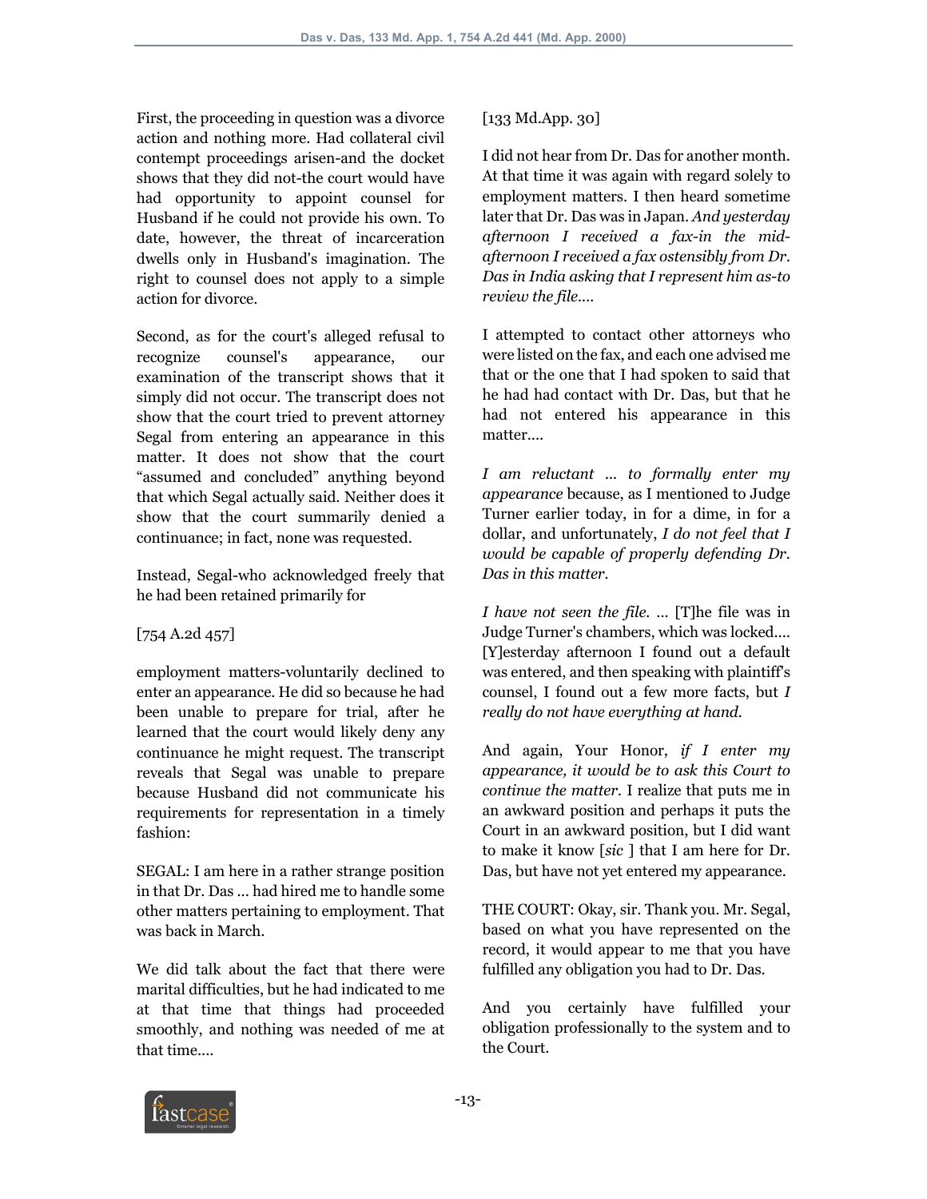First, the proceeding in question was a divorce action and nothing more. Had collateral civil contempt proceedings arisen-and the docket shows that they did not-the court would have had opportunity to appoint counsel for Husband if he could not provide his own. To date, however, the threat of incarceration dwells only in Husband's imagination. The right to counsel does not apply to a simple action for divorce.

Second, as for the court's alleged refusal to recognize counsel's appearance, our examination of the transcript shows that it simply did not occur. The transcript does not show that the court tried to prevent attorney Segal from entering an appearance in this matter. It does not show that the court "assumed and concluded" anything beyond that which Segal actually said. Neither does it show that the court summarily denied a continuance; in fact, none was requested.

Instead, Segal-who acknowledged freely that he had been retained primarily for

[754 A.2d 457]

employment matters-voluntarily declined to enter an appearance. He did so because he had been unable to prepare for trial, after he learned that the court would likely deny any continuance he might request. The transcript reveals that Segal was unable to prepare because Husband did not communicate his requirements for representation in a timely fashion:

SEGAL: I am here in a rather strange position in that Dr. Das ... had hired me to handle some other matters pertaining to employment. That was back in March.

We did talk about the fact that there were marital difficulties, but he had indicated to me at that time that things had proceeded smoothly, and nothing was needed of me at that time....

[133 Md.App. 30]

I did not hear from Dr. Das for another month. At that time it was again with regard solely to employment matters. I then heard sometime later that Dr. Das was in Japan. *And yesterday afternoon I received a fax-in the mid-afternoon I received a fax ostensibly from Dr. Das in India asking that I represent him as-to review the file....*

I attempted to contact other attorneys who were listed on the fax, and each one advised me that or the one that I had spoken to said that he had had contact with Dr. Das, but that he had not entered his appearance in this matter....

*I am reluctant ... to formally enter my appearance* because, as I mentioned to Judge Turner earlier today, in for a dime, in for a dollar, and unfortunately, *I do not feel that I would be capable of properly defending Dr. Das in this matter.*

*I have not seen the file.* ... [T]he file was in Judge Turner's chambers, which was locked.... [Y]esterday afternoon I found out a default was entered, and then speaking with plaintiff's counsel, I found out a few more facts, but *I really do not have everything at hand.*

And again, Your Honor, *if I enter my appearance, it would be to ask this Court to continue the matter.* I realize that puts me in an awkward position and perhaps it puts the Court in an awkward position, but I did want to make it know [*sic* ] that I am here for Dr. Das, but have not yet entered my appearance.

THE COURT: Okay, sir. Thank you. Mr. Segal, based on what you have represented on the record, it would appear to me that you have fulfilled any obligation you had to Dr. Das.

And you certainly have fulfilled your obligation professionally to the system and to the Court.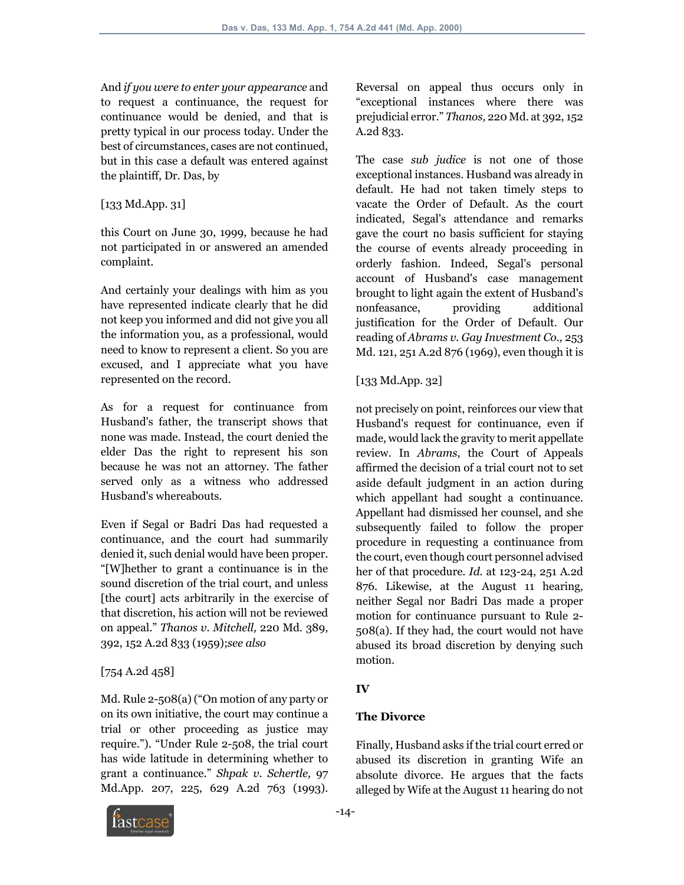And *if you were to enter your appearance* and to request a continuance, the request for continuance would be denied, and that is pretty typical in our process today. Under the best of circumstances, cases are not continued, but in this case a default was entered against the plaintiff, Dr. Das, by

[133 Md.App. 31]

this Court on June 30, 1999, because he had not participated in or answered an amended complaint.

And certainly your dealings with him as you have represented indicate clearly that he did not keep you informed and did not give you all the information you, as a professional, would need to know to represent a client. So you are excused, and I appreciate what you have represented on the record.

As for a request for continuance from Husband's father, the transcript shows that none was made. Instead, the court denied the elder Das the right to represent his son because he was not an attorney. The father served only as a witness who addressed Husband's whereabouts.

Even if Segal or Badri Das had requested a continuance, and the court had summarily denied it, such denial would have been proper. "[W]hether to grant a continuance is in the sound discretion of the trial court, and unless [the court] acts arbitrarily in the exercise of that discretion, his action will not be reviewed on appeal." *Thanos v. Mitchell,* 220 Md. 389, 392, 152 A.2d 833 (1959);*see also*

[754 A.2d 458]

Md. Rule 2-508(a) ("On motion of any party or on its own initiative, the court may continue a trial or other proceeding as justice may require."). "Under Rule 2-508, the trial court has wide latitude in determining whether to grant a continuance." *Shpak v. Schertle,* 97 Md.App. 207, 225, 629 A.2d 763 (1993). Reversal on appeal thus occurs only in "exceptional instances where there was prejudicial error." *Thanos,* 220 Md. at 392, 152 A.2d 833.

The case *sub judice* is not one of those exceptional instances. Husband was already in default. He had not taken timely steps to vacate the Order of Default. As the court indicated, Segal's attendance and remarks gave the court no basis sufficient for staying the course of events already proceeding in orderly fashion. Indeed, Segal's personal account of Husband's case management brought to light again the extent of Husband's nonfeasance, providing additional justification for the Order of Default. Our reading of *Abrams v. Gay Investment Co.,* 253 Md. 121, 251 A.2d 876 (1969), even though it is

[133 Md.App. 32]

not precisely on point, reinforces our view that Husband's request for continuance, even if made, would lack the gravity to merit appellate review. In *Abrams,* the Court of Appeals affirmed the decision of a trial court not to set aside default judgment in an action during which appellant had sought a continuance. Appellant had dismissed her counsel, and she subsequently failed to follow the proper procedure in requesting a continuance from the court, even though court personnel advised her of that procedure. *Id.* at 123-24, 251 A.2d 876. Likewise, at the August 11 hearing, neither Segal nor Badri Das made a proper motion for continuance pursuant to Rule 2-508(a). If they had, the court would not have abused its broad discretion by denying such motion.

## IV

### The Divorce

Finally, Husband asks if the trial court erred or abused its discretion in granting Wife an absolute divorce. He argues that the facts alleged by Wife at the August 11 hearing do not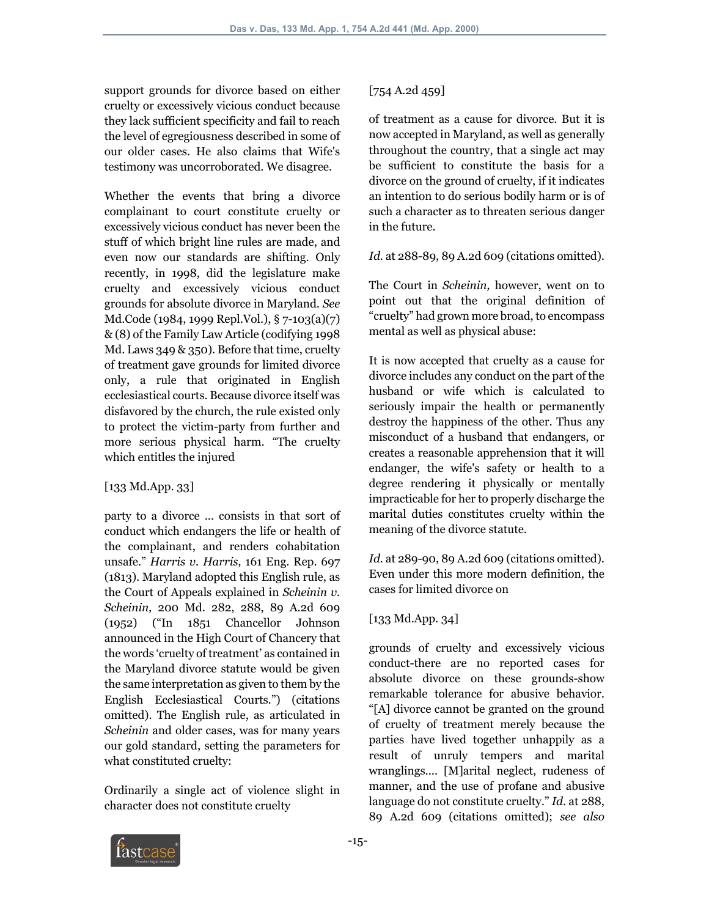support grounds for divorce based on either cruelty or excessively vicious conduct because they lack sufficient specificity and fail to reach the level of egregiousness described in some of our older cases. He also claims that Wife's testimony was uncorroborated. We disagree.

Whether the events that bring a divorce complainant to court constitute cruelty or excessively vicious conduct has never been the stuff of which bright line rules are made, and even now our standards are shifting. Only recently, in 1998, did the legislature make cruelty and excessively vicious conduct grounds for absolute divorce in Maryland. *See* Md.Code (1984, 1999 Repl.Vol.), § 7-103(a)(7) & (8) of the Family Law Article (codifying 1998 Md. Laws 349 & 350). Before that time, cruelty of treatment gave grounds for limited divorce only, a rule that originated in English ecclesiastical courts. Because divorce itself was disfavored by the church, the rule existed only to protect the victim-party from further and more serious physical harm. "The cruelty which entitles the injured

[133 Md.App. 33]

party to a divorce ... consists in that sort of conduct which endangers the life or health of the complainant, and renders cohabitation unsafe." *Harris v. Harris,* 161 Eng. Rep. 697 (1813). Maryland adopted this English rule, as the Court of Appeals explained in *Scheinin v. Scheinin,* 200 Md. 282, 288, 89 A.2d 609 (1952) ("In 1851 Chancellor Johnson announced in the High Court of Chancery that the words 'cruelty of treatment' as contained in the Maryland divorce statute would be given the same interpretation as given to them by the English Ecclesiastical Courts.") (citations omitted). The English rule, as articulated in *Scheinin* and older cases, was for many years our gold standard, setting the parameters for what constituted cruelty:

Ordinarily a single act of violence slight in character does not constitute cruelty

[754 A.2d 459]

of treatment as a cause for divorce. But it is now accepted in Maryland, as well as generally throughout the country, that a single act may be sufficient to constitute the basis for a divorce on the ground of cruelty, if it indicates an intention to do serious bodily harm or is of such a character as to threaten serious danger in the future.

*Id.* at 288-89, 89 A.2d 609 (citations omitted).

The Court in *Scheinin,* however, went on to point out that the original definition of "cruelty" had grown more broad, to encompass mental as well as physical abuse:

It is now accepted that cruelty as a cause for divorce includes any conduct on the part of the husband or wife which is calculated to seriously impair the health or permanently destroy the happiness of the other. Thus any misconduct of a husband that endangers, or creates a reasonable apprehension that it will endanger, the wife's safety or health to a degree rendering it physically or mentally impracticable for her to properly discharge the marital duties constitutes cruelty within the meaning of the divorce statute.

*Id.* at 289-90, 89 A.2d 609 (citations omitted). Even under this more modern definition, the cases for limited divorce on

[133 Md.App. 34]

grounds of cruelty and excessively vicious conduct-there are no reported cases for absolute divorce on these grounds-show remarkable tolerance for abusive behavior. "[A] divorce cannot be granted on the ground of cruelty of treatment merely because the parties have lived together unhappily as a result of unruly tempers and marital wranglings.... [M]arital neglect, rudeness of manner, and the use of profane and abusive language do not constitute cruelty." *Id.* at 288, 89 A.2d 609 (citations omitted); *see also*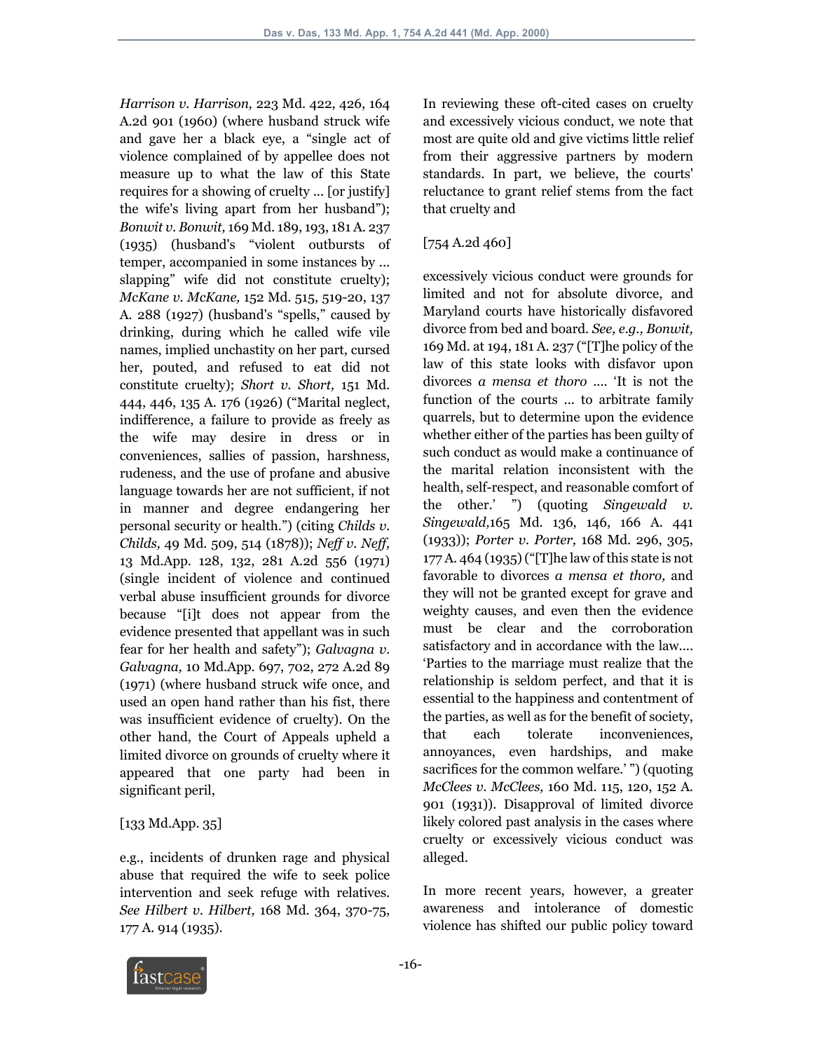*Harrison v. Harrison,* 223 Md. 422, 426, 164 A.2d 901 (1960) (where husband struck wife and gave her a black eye, a "single act of violence complained of by appellee does not measure up to what the law of this State requires for a showing of cruelty ... [or justify] the wife's living apart from her husband"); *Bonwit v. Bonwit,* 169 Md. 189, 193, 181 A. 237 (1935) (husband's "violent outbursts of temper, accompanied in some instances by ... slapping" wife did not constitute cruelty); *McKane v. McKane,* 152 Md. 515, 519-20, 137 A. 288 (1927) (husband's "spells," caused by drinking, during which he called wife vile names, implied unchastity on her part, cursed her, pouted, and refused to eat did not constitute cruelty); *Short v. Short,* 151 Md. 444, 446, 135 A. 176 (1926) ("Marital neglect, indifference, a failure to provide as freely as the wife may desire in dress or in conveniences, sallies of passion, harshness, rudeness, and the use of profane and abusive language towards her are not sufficient, if not in manner and degree endangering her personal security or health.") (citing *Childs v. Childs,* 49 Md. 509, 514 (1878)); *Neff v. Neff,* 13 Md.App. 128, 132, 281 A.2d 556 (1971) (single incident of violence and continued verbal abuse insufficient grounds for divorce because "[i]t does not appear from the evidence presented that appellant was in such fear for her health and safety"); *Galvagna v. Galvagna,* 10 Md.App. 697, 702, 272 A.2d 89 (1971) (where husband struck wife once, and used an open hand rather than his fist, there was insufficient evidence of cruelty). On the other hand, the Court of Appeals upheld a limited divorce on grounds of cruelty where it appeared that one party had been in significant peril,

[133 Md.App. 35]

e.g., incidents of drunken rage and physical abuse that required the wife to seek police intervention and seek refuge with relatives. *See Hilbert v. Hilbert,* 168 Md. 364, 370-75, 177 A. 914 (1935).

In reviewing these oft-cited cases on cruelty and excessively vicious conduct, we note that most are quite old and give victims little relief from their aggressive partners by modern standards. In part, we believe, the courts' reluctance to grant relief stems from the fact that cruelty and

[754 A.2d 460]

excessively vicious conduct were grounds for limited and not for absolute divorce, and Maryland courts have historically disfavored divorce from bed and board. *See, e.g., Bonwit,* 169 Md. at 194, 181 A. 237 ("[T]he policy of the law of this state looks with disfavor upon divorces *a mensa et thoro* .... 'It is not the function of the courts ... to arbitrate family quarrels, but to determine upon the evidence whether either of the parties has been guilty of such conduct as would make a continuance of the marital relation inconsistent with the health, self-respect, and reasonable comfort of the other.' ") (quoting *Singewald v. Singewald,*165 Md. 136, 146, 166 A. 441 (1933)); *Porter v. Porter,* 168 Md. 296, 305, 177 A. 464 (1935) ("[T]he law of this state is not favorable to divorces *a mensa et thoro,* and they will not be granted except for grave and weighty causes, and even then the evidence must be clear and the corroboration satisfactory and in accordance with the law.... 'Parties to the marriage must realize that the relationship is seldom perfect, and that it is essential to the happiness and contentment of the parties, as well as for the benefit of society, that each tolerate inconveniences, annoyances, even hardships, and make sacrifices for the common welfare.' ") (quoting *McClees v. McClees,* 160 Md. 115, 120, 152 A. 901 (1931)). Disapproval of limited divorce likely colored past analysis in the cases where cruelty or excessively vicious conduct was alleged.

In more recent years, however, a greater awareness and intolerance of domestic violence has shifted our public policy toward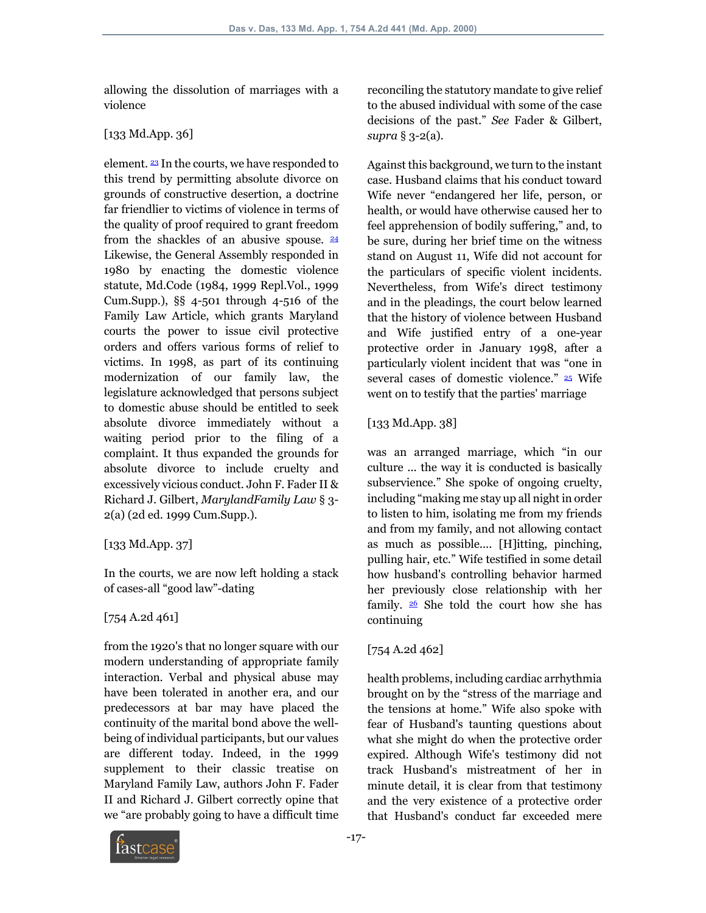allowing the dissolution of marriages with a violence

[133 Md.App. 36]

element. [23] In the courts, we have responded to this trend by permitting absolute divorce on grounds of constructive desertion, a doctrine far friendlier to victims of violence in terms of the quality of proof required to grant freedom from the shackles of an abusive spouse. [24] Likewise, the General Assembly responded in 1980 by enacting the domestic violence statute, Md.Code (1984, 1999 Repl.Vol., 1999 Cum.Supp.), §§ 4-501 through 4-516 of the Family Law Article, which grants Maryland courts the power to issue civil protective orders and offers various forms of relief to victims. In 1998, as part of its continuing modernization of our family law, the legislature acknowledged that persons subject to domestic abuse should be entitled to seek absolute divorce immediately without a waiting period prior to the filing of a complaint. It thus expanded the grounds for absolute divorce to include cruelty and excessively vicious conduct. John F. Fader II & Richard J. Gilbert, *MarylandFamily Law* § 3-2(a) (2d ed. 1999 Cum.Supp.).

[133 Md.App. 37]

In the courts, we are now left holding a stack of cases-all "good law"-dating

[754 A.2d 461]

from the 1920's that no longer square with our modern understanding of appropriate family interaction. Verbal and physical abuse may have been tolerated in another era, and our predecessors at bar may have placed the continuity of the marital bond above the well-being of individual participants, but our values are different today. Indeed, in the 1999 supplement to their classic treatise on Maryland Family Law, authors John F. Fader II and Richard J. Gilbert correctly opine that we "are probably going to have a difficult time reconciling the statutory mandate to give relief to the abused individual with some of the case decisions of the past." *See* Fader & Gilbert, *supra* § 3-2(a).

Against this background, we turn to the instant case. Husband claims that his conduct toward Wife never "endangered her life, person, or health, or would have otherwise caused her to feel apprehension of bodily suffering," and, to be sure, during her brief time on the witness stand on August 11, Wife did not account for the particulars of specific violent incidents. Nevertheless, from Wife's direct testimony and in the pleadings, the court below learned that the history of violence between Husband and Wife justified entry of a one-year protective order in January 1998, after a particularly violent incident that was "one in several cases of domestic violence." [25] Wife went on to testify that the parties' marriage

[133 Md.App. 38]

was an arranged marriage, which "in our culture ... the way it is conducted is basically subservience." She spoke of ongoing cruelty, including "making me stay up all night in order to listen to him, isolating me from my friends and from my family, and not allowing contact as much as possible.... [H]itting, pinching, pulling hair, etc." Wife testified in some detail how husband's controlling behavior harmed her previously close relationship with her family. [26] She told the court how she has continuing

[754 A.2d 462]

health problems, including cardiac arrhythmia brought on by the "stress of the marriage and the tensions at home." Wife also spoke with fear of Husband's taunting questions about what she might do when the protective order expired. Although Wife's testimony did not track Husband's mistreatment of her in minute detail, it is clear from that testimony and the very existence of a protective order that Husband's conduct far exceeded mere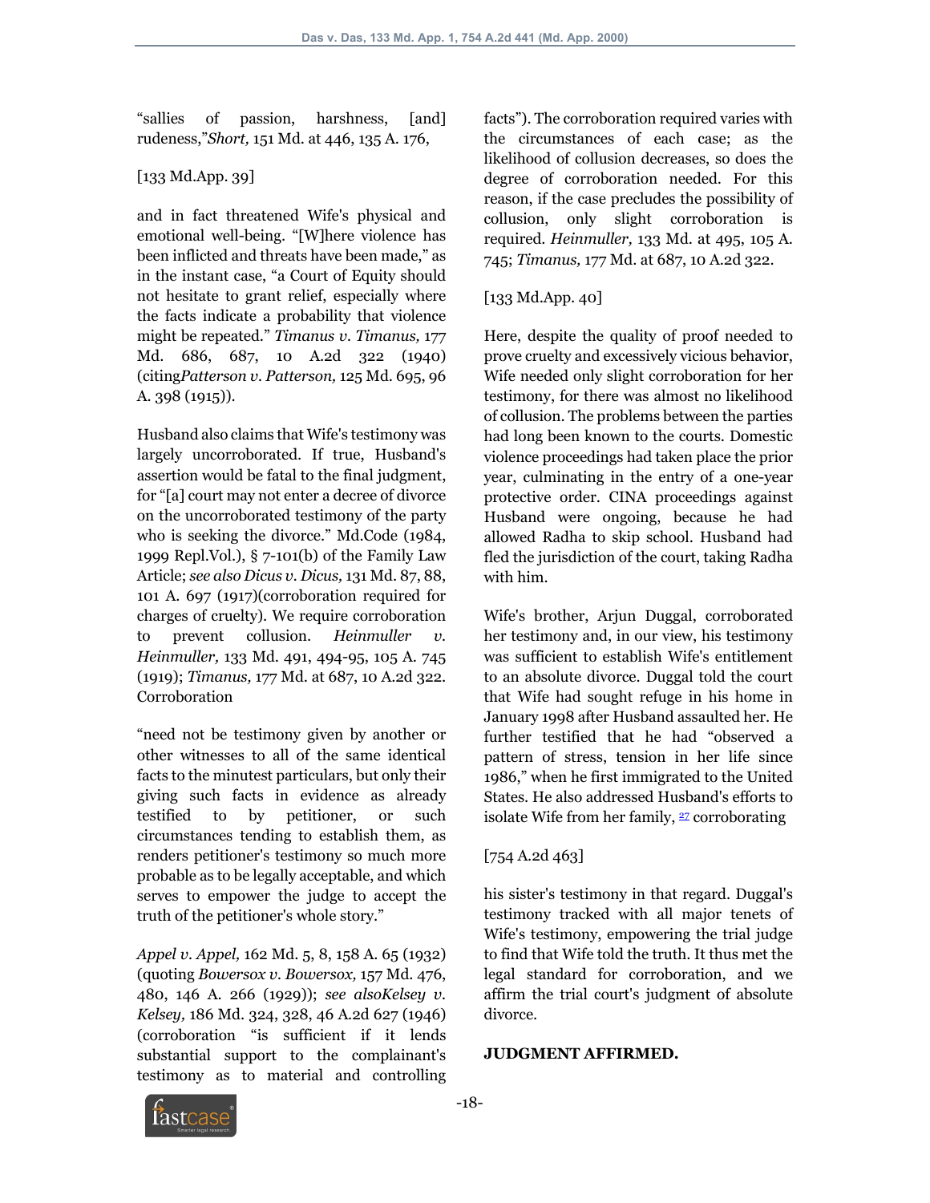"sallies of passion, harshness, [and] rudeness,"*Short,* 151 Md. at 446, 135 A. 176,

[133 Md.App. 39]

and in fact threatened Wife's physical and emotional well-being. "[W]here violence has been inflicted and threats have been made," as in the instant case, "a Court of Equity should not hesitate to grant relief, especially where the facts indicate a probability that violence might be repeated." *Timanus v. Timanus,* 177 Md. 686, 687, 10 A.2d 322 (1940) (citing*Patterson v. Patterson,* 125 Md. 695, 96 A. 398 (1915)).

Husband also claims that Wife's testimony was largely uncorroborated. If true, Husband's assertion would be fatal to the final judgment, for "[a] court may not enter a decree of divorce on the uncorroborated testimony of the party who is seeking the divorce." Md.Code (1984, 1999 Repl.Vol.), § 7-101(b) of the Family Law Article; *see also Dicus v. Dicus,* 131 Md. 87, 88, 101 A. 697 (1917)(corroboration required for charges of cruelty). We require corroboration to prevent collusion. *Heinmuller v. Heinmuller,* 133 Md. 491, 494-95, 105 A. 745 (1919); *Timanus,* 177 Md. at 687, 10 A.2d 322. Corroboration

"need not be testimony given by another or other witnesses to all of the same identical facts to the minutest particulars, but only their giving such facts in evidence as already testified to by petitioner, or such circumstances tending to establish them, as renders petitioner's testimony so much more probable as to be legally acceptable, and which serves to empower the judge to accept the truth of the petitioner's whole story."

*Appel v. Appel,* 162 Md. 5, 8, 158 A. 65 (1932) (quoting *Bowersox v. Bowersox,* 157 Md. 476, 480, 146 A. 266 (1929)); *see alsoKelsey v. Kelsey,* 186 Md. 324, 328, 46 A.2d 627 (1946) (corroboration "is sufficient if it lends substantial support to the complainant's testimony as to material and controlling facts"). The corroboration required varies with the circumstances of each case; as the likelihood of collusion decreases, so does the degree of corroboration needed. For this reason, if the case precludes the possibility of collusion, only slight corroboration is required. *Heinmuller,* 133 Md. at 495, 105 A. 745; *Timanus,* 177 Md. at 687, 10 A.2d 322.

[133 Md.App. 40]

Here, despite the quality of proof needed to prove cruelty and excessively vicious behavior, Wife needed only slight corroboration for her testimony, for there was almost no likelihood of collusion. The problems between the parties had long been known to the courts. Domestic violence proceedings had taken place the prior year, culminating in the entry of a one-year protective order. CINA proceedings against Husband were ongoing, because he had allowed Radha to skip school. Husband had fled the jurisdiction of the court, taking Radha with him.

Wife's brother, Arjun Duggal, corroborated her testimony and, in our view, his testimony was sufficient to establish Wife's entitlement to an absolute divorce. Duggal told the court that Wife had sought refuge in his home in January 1998 after Husband assaulted her. He further testified that he had "observed a pattern of stress, tension in her life since 1986," when he first immigrated to the United States. He also addressed Husband's efforts to isolate Wife from her family, [27] corroborating

[754 A.2d 463]

his sister's testimony in that regard. Duggal's testimony tracked with all major tenets of Wife's testimony, empowering the trial judge to find that Wife told the truth. It thus met the legal standard for corroboration, and we affirm the trial court's judgment of absolute divorce.

**JUDGMENT AFFIRMED.**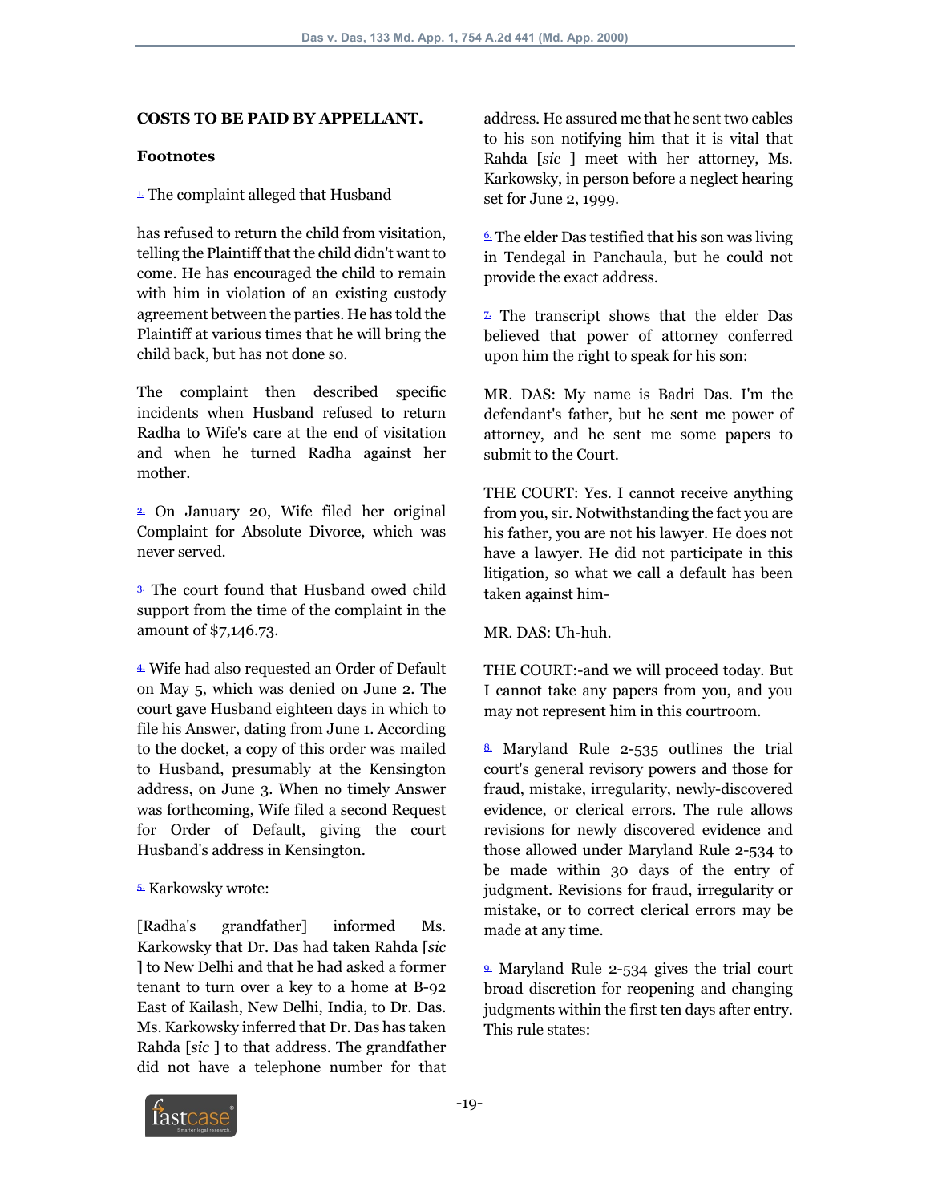**COSTS TO BE PAID BY APPELLANT.**

**Footnotes**

1. The complaint alleged that Husband

has refused to return the child from visitation, telling the Plaintiff that the child didn't want to come. He has encouraged the child to remain with him in violation of an existing custody agreement between the parties. He has told the Plaintiff at various times that he will bring the child back, but has not done so.

The complaint then described specific incidents when Husband refused to return Radha to Wife's care at the end of visitation and when he turned Radha against her mother.

2. On January 20, Wife filed her original Complaint for Absolute Divorce, which was never served.

3. The court found that Husband owed child support from the time of the complaint in the amount of $7,146.73.

4. Wife had also requested an Order of Default on May 5, which was denied on June 2. The court gave Husband eighteen days in which to file his Answer, dating from June 1. According to the docket, a copy of this order was mailed to Husband, presumably at the Kensington address, on June 3. When no timely Answer was forthcoming, Wife filed a second Request for Order of Default, giving the court Husband's address in Kensington.

5. Karkowsky wrote:

[Radha's grandfather] informed Ms. Karkowsky that Dr. Das had taken Rahda [*sic* ] to New Delhi and that he had asked a former tenant to turn over a key to a home at B-92 East of Kailash, New Delhi, India, to Dr. Das. Ms. Karkowsky inferred that Dr. Das has taken Rahda [*sic* ] to that address. The grandfather did not have a telephone number for that address. He assured me that he sent two cables to his son notifying him that it is vital that Rahda [*sic* ] meet with her attorney, Ms. Karkowsky, in person before a neglect hearing set for June 2, 1999.

6. The elder Das testified that his son was living in Tendegal in Panchaula, but he could not provide the exact address.

7. The transcript shows that the elder Das believed that power of attorney conferred upon him the right to speak for his son:

MR. DAS: My name is Badri Das. I'm the defendant's father, but he sent me power of attorney, and he sent me some papers to submit to the Court.

THE COURT: Yes. I cannot receive anything from you, sir. Notwithstanding the fact you are his father, you are not his lawyer. He does not have a lawyer. He did not participate in this litigation, so what we call a default has been taken against him-

MR. DAS: Uh-huh.

THE COURT:-and we will proceed today. But I cannot take any papers from you, and you may not represent him in this courtroom.

8. Maryland Rule 2-535 outlines the trial court's general revisory powers and those for fraud, mistake, irregularity, newly-discovered evidence, or clerical errors. The rule allows revisions for newly discovered evidence and those allowed under Maryland Rule 2-534 to be made within 30 days of the entry of judgment. Revisions for fraud, irregularity or mistake, or to correct clerical errors may be made at any time.

9. Maryland Rule 2-534 gives the trial court broad discretion for reopening and changing judgments within the first ten days after entry. This rule states: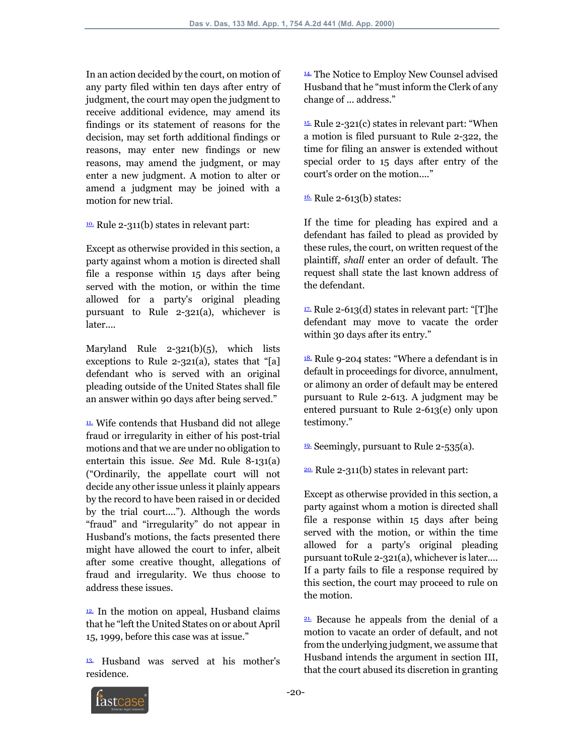In an action decided by the court, on motion of any party filed within ten days after entry of judgment, the court may open the judgment to receive additional evidence, may amend its findings or its statement of reasons for the decision, may set forth additional findings or reasons, may enter new findings or new reasons, may amend the judgment, or may enter a new judgment. A motion to alter or amend a judgment may be joined with a motion for new trial.

[10] Rule 2-311(b) states in relevant part:

Except as otherwise provided in this section, a party against whom a motion is directed shall file a response within 15 days after being served with the motion, or within the time allowed for a party's original pleading pursuant to Rule 2-321(a), whichever is later....

Maryland Rule 2-321(b)(5), which lists exceptions to Rule 2-321(a), states that "[a] defendant who is served with an original pleading outside of the United States shall file an answer within 90 days after being served."

[11] Wife contends that Husband did not allege fraud or irregularity in either of his post-trial motions and that we are under no obligation to entertain this issue. *See* Md. Rule 8-131(a) ("Ordinarily, the appellate court will not decide any other issue unless it plainly appears by the record to have been raised in or decided by the trial court...."). Although the words "fraud" and "irregularity" do not appear in Husband's motions, the facts presented there might have allowed the court to infer, albeit after some creative thought, allegations of fraud and irregularity. We thus choose to address these issues.

[12] In the motion on appeal, Husband claims that he "left the United States on or about April 15, 1999, before this case was at issue."

[13] Husband was served at his mother's residence.

[14] The Notice to Employ New Counsel advised Husband that he "must inform the Clerk of any change of ... address."

[15] Rule 2-321(c) states in relevant part: "When a motion is filed pursuant to Rule 2-322, the time for filing an answer is extended without special order to 15 days after entry of the court's order on the motion...."

[16] Rule 2-613(b) states:

If the time for pleading has expired and a defendant has failed to plead as provided by these rules, the court, on written request of the plaintiff, *shall* enter an order of default. The request shall state the last known address of the defendant.

[17] Rule 2-613(d) states in relevant part: "[T]he defendant may move to vacate the order within 30 days after its entry."

[18] Rule 9-204 states: "Where a defendant is in default in proceedings for divorce, annulment, or alimony an order of default may be entered pursuant to Rule 2-613. A judgment may be entered pursuant to Rule 2-613(e) only upon testimony."

[19] Seemingly, pursuant to Rule 2-535(a).

[20] Rule 2-311(b) states in relevant part:

Except as otherwise provided in this section, a party against whom a motion is directed shall file a response within 15 days after being served with the motion, or within the time allowed for a party's original pleading pursuant toRule 2-321(a), whichever is later.... If a party fails to file a response required by this section, the court may proceed to rule on the motion.

[21] Because he appeals from the denial of a motion to vacate an order of default, and not from the underlying judgment, we assume that Husband intends the argument in section III, that the court abused its discretion in granting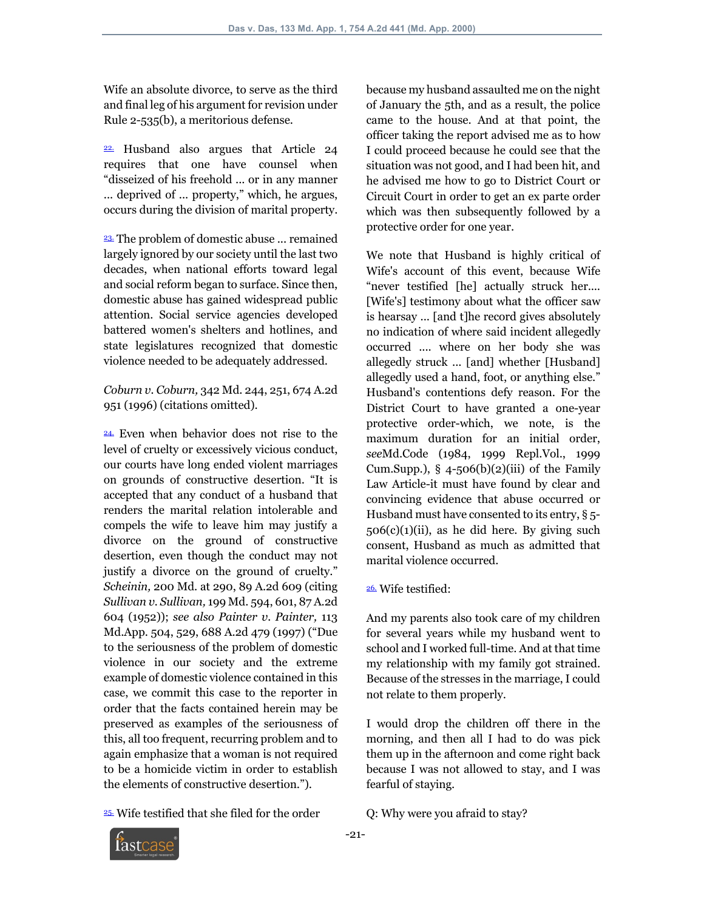Wife an absolute divorce, to serve as the third and final leg of his argument for revision under Rule 2-535(b), a meritorious defense.

[22.] Husband also argues that Article 24 requires that one have counsel when "disseized of his freehold ... or in any manner ... deprived of ... property," which, he argues, occurs during the division of marital property.

[23.] The problem of domestic abuse ... remained largely ignored by our society until the last two decades, when national efforts toward legal and social reform began to surface. Since then, domestic abuse has gained widespread public attention. Social service agencies developed battered women's shelters and hotlines, and state legislatures recognized that domestic violence needed to be adequately addressed.

*Coburn v. Coburn,* 342 Md. 244, 251, 674 A.2d 951 (1996) (citations omitted).

[24.] Even when behavior does not rise to the level of cruelty or excessively vicious conduct, our courts have long ended violent marriages on grounds of constructive desertion. "It is accepted that any conduct of a husband that renders the marital relation intolerable and compels the wife to leave him may justify a divorce on the ground of constructive desertion, even though the conduct may not justify a divorce on the ground of cruelty." *Scheinin,* 200 Md. at 290, 89 A.2d 609 (citing *Sullivan v. Sullivan,* 199 Md. 594, 601, 87 A.2d 604 (1952)); *see also Painter v. Painter,* 113 Md.App. 504, 529, 688 A.2d 479 (1997) ("Due to the seriousness of the problem of domestic violence in our society and the extreme example of domestic violence contained in this case, we commit this case to the reporter in order that the facts contained herein may be preserved as examples of the seriousness of this, all too frequent, recurring problem and to again emphasize that a woman is not required to be a homicide victim in order to establish the elements of constructive desertion.").

[25.] Wife testified that she filed for the order because my husband assaulted me on the night of January the 5th, and as a result, the police came to the house. And at that point, the officer taking the report advised me as to how I could proceed because he could see that the situation was not good, and I had been hit, and he advised me how to go to District Court or Circuit Court in order to get an ex parte order which was then subsequently followed by a protective order for one year.

We note that Husband is highly critical of Wife's account of this event, because Wife "never testified [he] actually struck her.... [Wife's] testimony about what the officer saw is hearsay ... [and t]he record gives absolutely no indication of where said incident allegedly occurred .... where on her body she was allegedly struck ... [and] whether [Husband] allegedly used a hand, foot, or anything else." Husband's contentions defy reason. For the District Court to have granted a one-year protective order-which, we note, is the maximum duration for an initial order, *see*Md.Code (1984, 1999 Repl.Vol., 1999 Cum.Supp.), § 4-506(b)(2)(iii) of the Family Law Article-it must have found by clear and convincing evidence that abuse occurred or Husband must have consented to its entry, § 5-506(c)(1)(ii), as he did here. By giving such consent, Husband as much as admitted that marital violence occurred.

[26.] Wife testified:

And my parents also took care of my children for several years while my husband went to school and I worked full-time. And at that time my relationship with my family got strained. Because of the stresses in the marriage, I could not relate to them properly.

I would drop the children off there in the morning, and then all I had to do was pick them up in the afternoon and come right back because I was not allowed to stay, and I was fearful of staying.

Q: Why were you afraid to stay?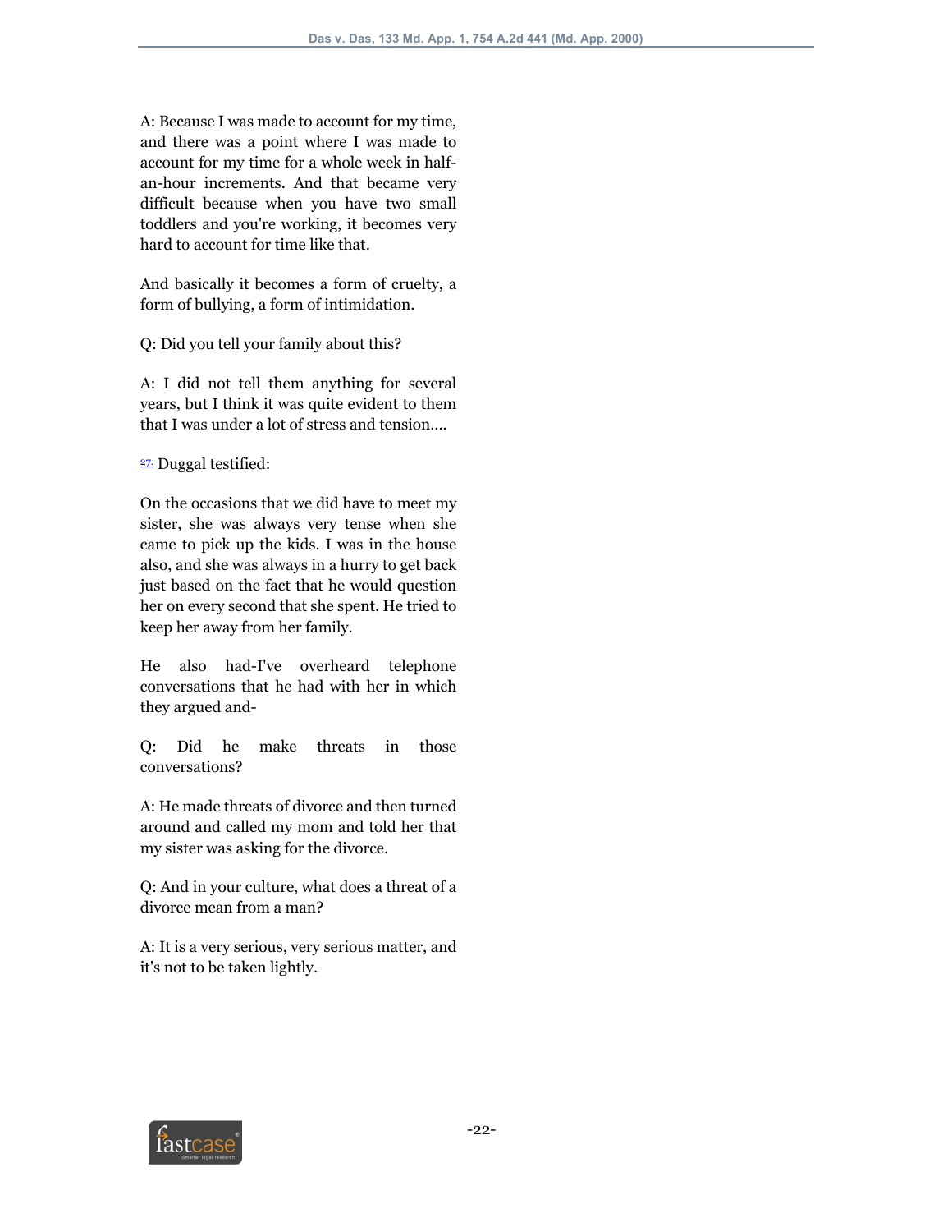A: Because I was made to account for my time, and there was a point where I was made to account for my time for a whole week in half-an-hour increments. And that became very difficult because when you have two small toddlers and you're working, it becomes very hard to account for time like that.

And basically it becomes a form of cruelty, a form of bullying, a form of intimidation.

Q: Did you tell your family about this?

A: I did not tell them anything for several years, but I think it was quite evident to them that I was under a lot of stress and tension....

[27.] Duggal testified:

On the occasions that we did have to meet my sister, she was always very tense when she came to pick up the kids. I was in the house also, and she was always in a hurry to get back just based on the fact that he would question her on every second that she spent. He tried to keep her away from her family.

He also had-I've overheard telephone conversations that he had with her in which they argued and-

Q: Did he make threats in those conversations?

A: He made threats of divorce and then turned around and called my mom and told her that my sister was asking for the divorce.

Q: And in your culture, what does a threat of a divorce mean from a man?

A: It is a very serious, very serious matter, and it's not to be taken lightly.